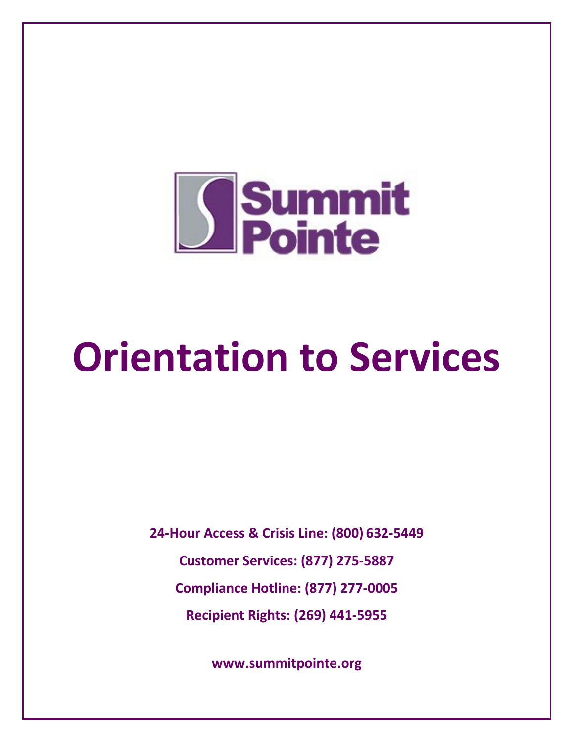Summit Pointe

# Orientation to Services

**24-Hour Access & Crisis Line: (800) 632-5449**

**Customer Services: (877) 275-5887**

**Compliance Hotline: (877) 277-0005**

**Recipient Rights: (269) 441-5955**

**www.summitpointe.org**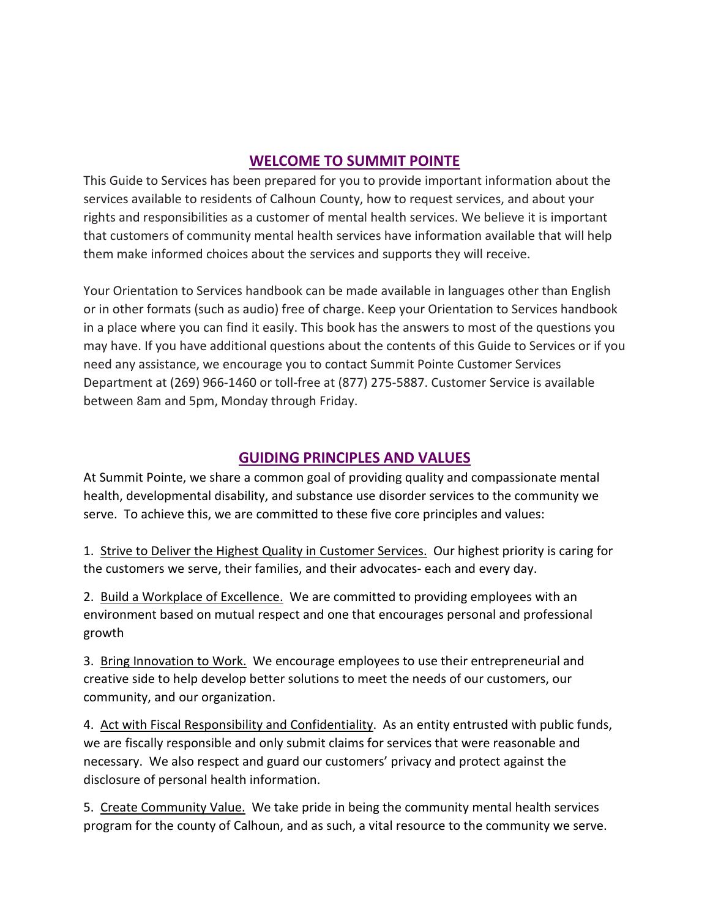## WELCOME TO SUMMIT POINTE

This Guide to Services has been prepared for you to provide important information about the services available to residents of Calhoun County, how to request services, and about your rights and responsibilities as a customer of mental health services. We believe it is important that customers of community mental health services have information available that will help them make informed choices about the services and supports they will receive.

Your Orientation to Services handbook can be made available in languages other than English or in other formats (such as audio) free of charge. Keep your Orientation to Services handbook in a place where you can find it easily. This book has the answers to most of the questions you may have. If you have additional questions about the contents of this Guide to Services or if you need any assistance, we encourage you to contact Summit Pointe Customer Services Department at (269) 966-1460 or toll-free at (877) 275-5887. Customer Service is available between 8am and 5pm, Monday through Friday.

## GUIDING PRINCIPLES AND VALUES

At Summit Pointe, we share a common goal of providing quality and compassionate mental health, developmental disability, and substance use disorder services to the community we serve. To achieve this, we are committed to these five core principles and values:

1. Strive to Deliver the Highest Quality in Customer Services. Our highest priority is caring for the customers we serve, their families, and their advocates- each and every day.

2. Build a Workplace of Excellence. We are committed to providing employees with an environment based on mutual respect and one that encourages personal and professional growth

3. Bring Innovation to Work. We encourage employees to use their entrepreneurial and creative side to help develop better solutions to meet the needs of our customers, our community, and our organization.

4. Act with Fiscal Responsibility and Confidentiality. As an entity entrusted with public funds, we are fiscally responsible and only submit claims for services that were reasonable and necessary. We also respect and guard our customers' privacy and protect against the disclosure of personal health information.

5. Create Community Value. We take pride in being the community mental health services program for the county of Calhoun, and as such, a vital resource to the community we serve.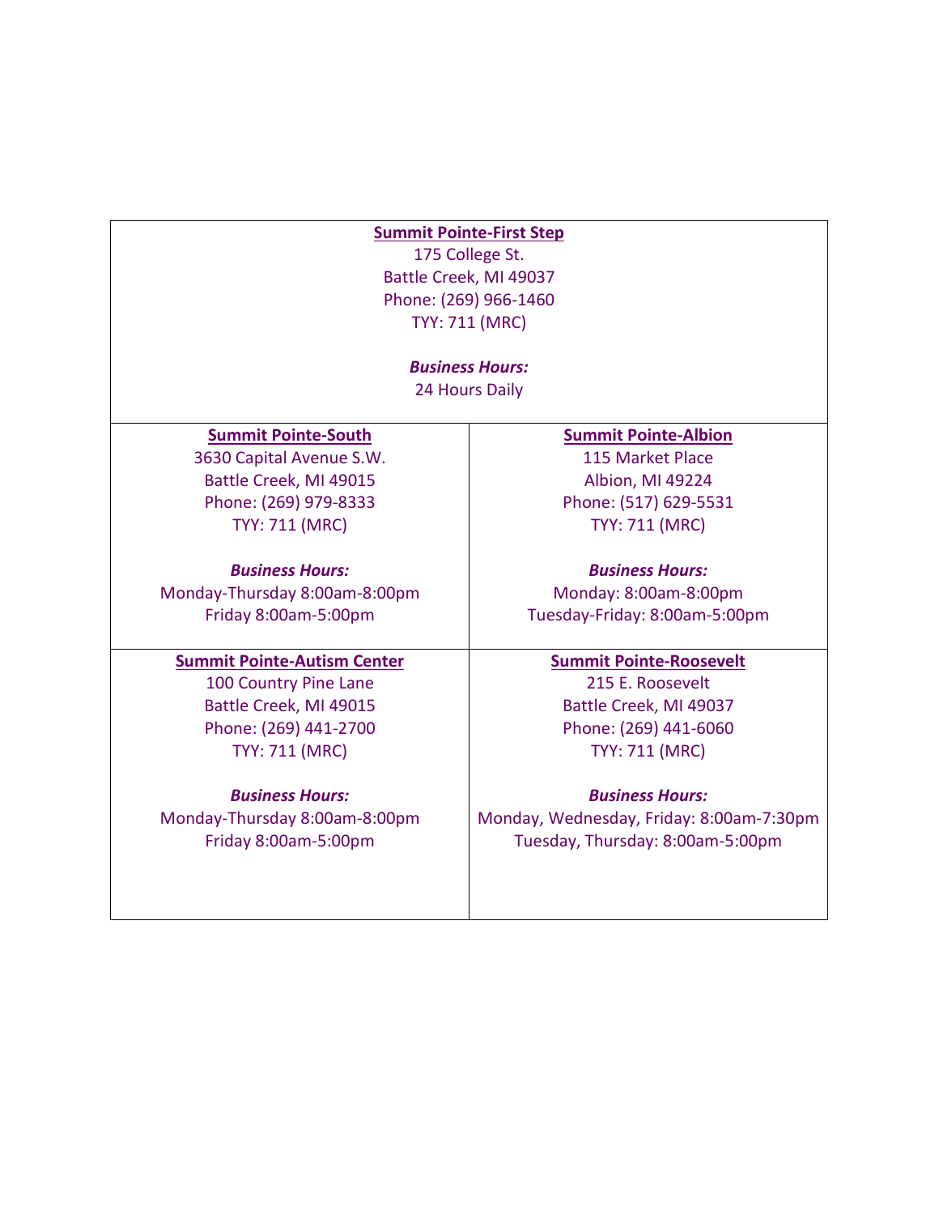**Summit Pointe-First Step**
175 College St.
Battle Creek, MI 49037
Phone: (269) 966-1460
TYY: 711 (MRC)

***Business Hours:***
24 Hours Daily

**Summit Pointe-South**
3630 Capital Avenue S.W.
Battle Creek, MI 49015
Phone: (269) 979-8333
TYY: 711 (MRC)

***Business Hours:***
Monday-Thursday 8:00am-8:00pm
Friday 8:00am-5:00pm

**Summit Pointe-Albion**
115 Market Place
Albion, MI 49224
Phone: (517) 629-5531
TYY: 711 (MRC)

***Business Hours:***
Monday: 8:00am-8:00pm
Tuesday-Friday: 8:00am-5:00pm

**Summit Pointe-Autism Center**
100 Country Pine Lane
Battle Creek, MI 49015
Phone: (269) 441-2700
TYY: 711 (MRC)

***Business Hours:***
Monday-Thursday 8:00am-8:00pm
Friday 8:00am-5:00pm

**Summit Pointe-Roosevelt**
215 E. Roosevelt
Battle Creek, MI 49037
Phone: (269) 441-6060
TYY: 711 (MRC)

***Business Hours:***
Monday, Wednesday, Friday: 8:00am-7:30pm
Tuesday, Thursday: 8:00am-5:00pm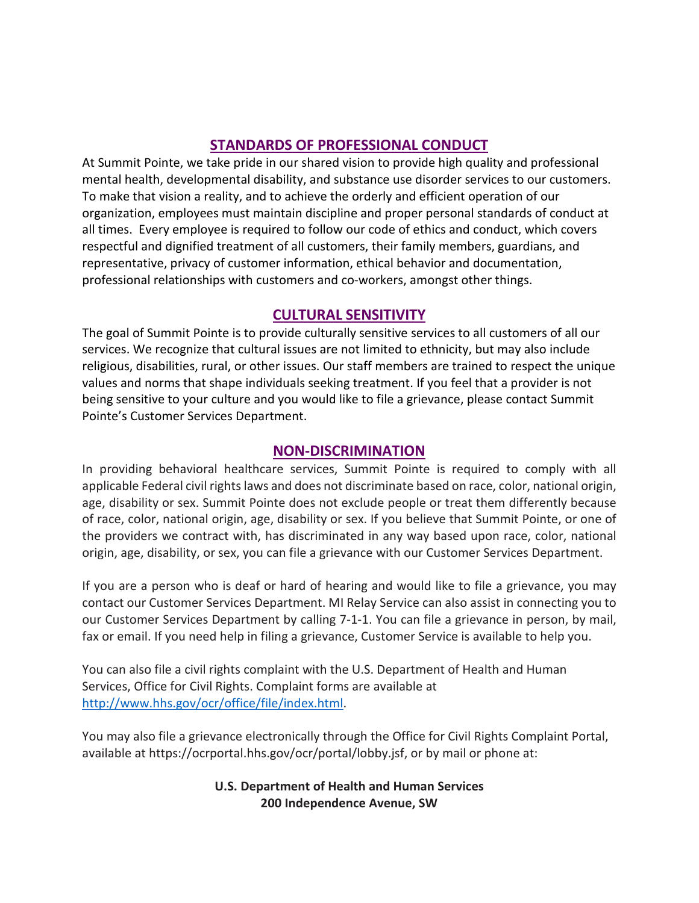## STANDARDS OF PROFESSIONAL CONDUCT

At Summit Pointe, we take pride in our shared vision to provide high quality and professional mental health, developmental disability, and substance use disorder services to our customers. To make that vision a reality, and to achieve the orderly and efficient operation of our organization, employees must maintain discipline and proper personal standards of conduct at all times. Every employee is required to follow our code of ethics and conduct, which covers respectful and dignified treatment of all customers, their family members, guardians, and representative, privacy of customer information, ethical behavior and documentation, professional relationships with customers and co-workers, amongst other things.

## CULTURAL SENSITIVITY

The goal of Summit Pointe is to provide culturally sensitive services to all customers of all our services. We recognize that cultural issues are not limited to ethnicity, but may also include religious, disabilities, rural, or other issues. Our staff members are trained to respect the unique values and norms that shape individuals seeking treatment. If you feel that a provider is not being sensitive to your culture and you would like to file a grievance, please contact Summit Pointe's Customer Services Department.

## NON-DISCRIMINATION

In providing behavioral healthcare services, Summit Pointe is required to comply with all applicable Federal civil rights laws and does not discriminate based on race, color, national origin, age, disability or sex. Summit Pointe does not exclude people or treat them differently because of race, color, national origin, age, disability or sex. If you believe that Summit Pointe, or one of the providers we contract with, has discriminated in any way based upon race, color, national origin, age, disability, or sex, you can file a grievance with our Customer Services Department.

If you are a person who is deaf or hard of hearing and would like to file a grievance, you may contact our Customer Services Department. MI Relay Service can also assist in connecting you to our Customer Services Department by calling 7-1-1. You can file a grievance in person, by mail, fax or email. If you need help in filing a grievance, Customer Service is available to help you.

You can also file a civil rights complaint with the U.S. Department of Health and Human Services, Office for Civil Rights. Complaint forms are available at http://www.hhs.gov/ocr/office/file/index.html.

You may also file a grievance electronically through the Office for Civil Rights Complaint Portal, available at https://ocrportal.hhs.gov/ocr/portal/lobby.jsf, or by mail or phone at:

**U.S. Department of Health and Human Services**
**200 Independence Avenue, SW**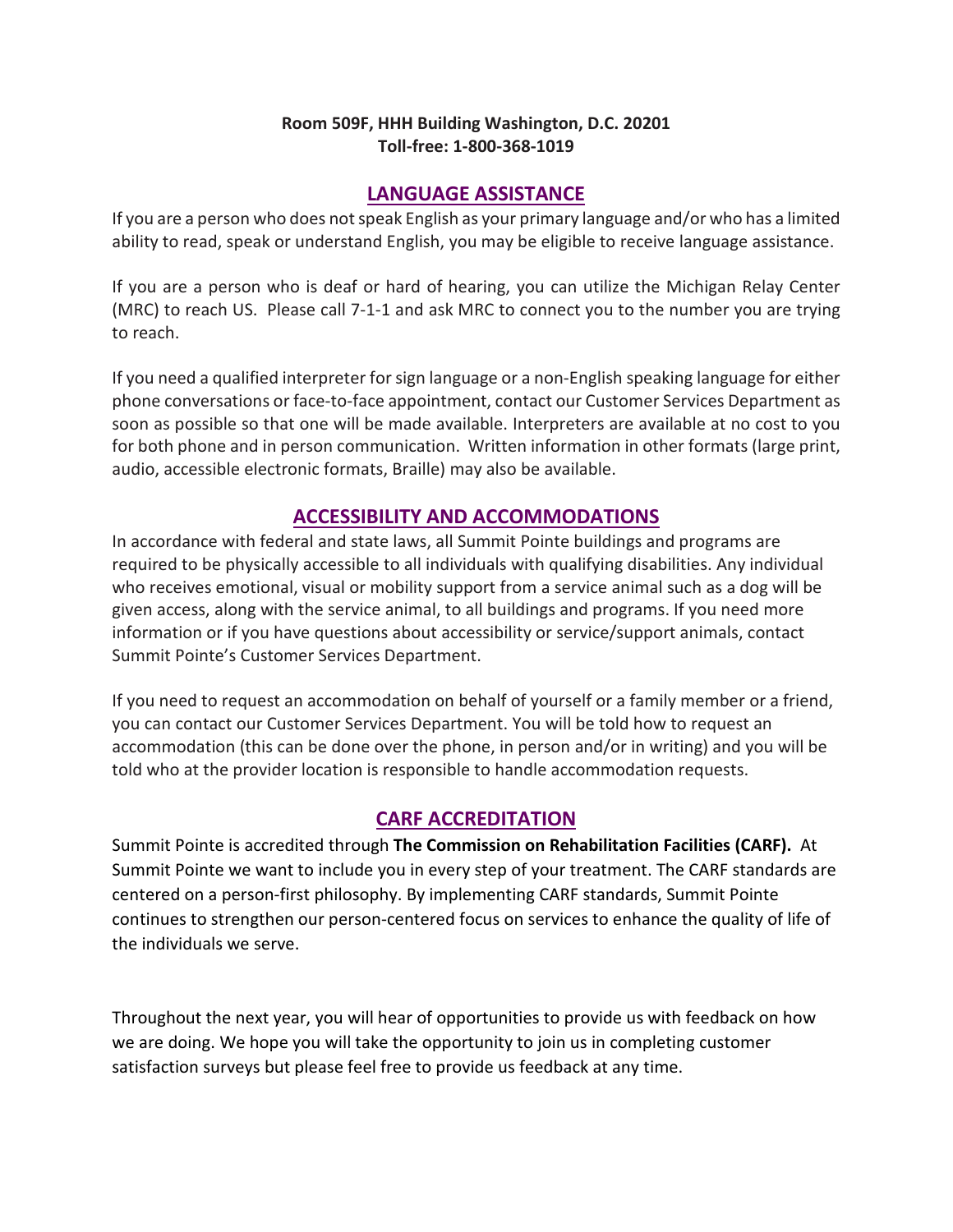**Room 509F, HHH Building Washington, D.C. 20201**
**Toll-free: 1-800-368-1019**

## LANGUAGE ASSISTANCE

If you are a person who does not speak English as your primary language and/or who has a limited ability to read, speak or understand English, you may be eligible to receive language assistance.

If you are a person who is deaf or hard of hearing, you can utilize the Michigan Relay Center (MRC) to reach US. Please call 7-1-1 and ask MRC to connect you to the number you are trying to reach.

If you need a qualified interpreter for sign language or a non-English speaking language for either phone conversations or face-to-face appointment, contact our Customer Services Department as soon as possible so that one will be made available. Interpreters are available at no cost to you for both phone and in person communication. Written information in other formats (large print, audio, accessible electronic formats, Braille) may also be available.

## ACCESSIBILITY AND ACCOMMODATIONS

In accordance with federal and state laws, all Summit Pointe buildings and programs are required to be physically accessible to all individuals with qualifying disabilities. Any individual who receives emotional, visual or mobility support from a service animal such as a dog will be given access, along with the service animal, to all buildings and programs. If you need more information or if you have questions about accessibility or service/support animals, contact Summit Pointe's Customer Services Department.

If you need to request an accommodation on behalf of yourself or a family member or a friend, you can contact our Customer Services Department. You will be told how to request an accommodation (this can be done over the phone, in person and/or in writing) and you will be told who at the provider location is responsible to handle accommodation requests.

## CARF ACCREDITATION

Summit Pointe is accredited through **The Commission on Rehabilitation Facilities (CARF).** At Summit Pointe we want to include you in every step of your treatment. The CARF standards are centered on a person-first philosophy. By implementing CARF standards, Summit Pointe continues to strengthen our person-centered focus on services to enhance the quality of life of the individuals we serve.

Throughout the next year, you will hear of opportunities to provide us with feedback on how we are doing. We hope you will take the opportunity to join us in completing customer satisfaction surveys but please feel free to provide us feedback at any time.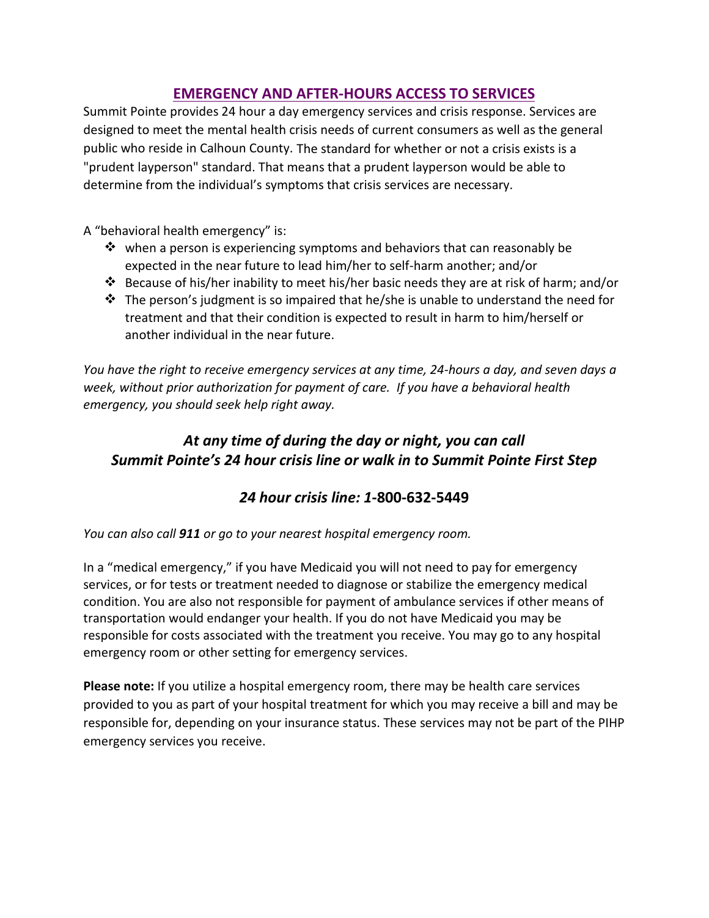## EMERGENCY AND AFTER-HOURS ACCESS TO SERVICES

Summit Pointe provides 24 hour a day emergency services and crisis response. Services are designed to meet the mental health crisis needs of current consumers as well as the general public who reside in Calhoun County. The standard for whether or not a crisis exists is a "prudent layperson" standard. That means that a prudent layperson would be able to determine from the individual's symptoms that crisis services are necessary.

A "behavioral health emergency" is:

- when a person is experiencing symptoms and behaviors that can reasonably be expected in the near future to lead him/her to self-harm another; and/or
- Because of his/her inability to meet his/her basic needs they are at risk of harm; and/or
- The person's judgment is so impaired that he/she is unable to understand the need for treatment and that their condition is expected to result in harm to him/herself or another individual in the near future.

*You have the right to receive emergency services at any time, 24-hours a day, and seven days a week, without prior authorization for payment of care. If you have a behavioral health emergency, you should seek help right away.*

### *At any time of during the day or night, you can call Summit Pointe's 24 hour crisis line or walk in to Summit Pointe First Step*

### *24 hour crisis line: 1*-800-632-5449

*You can also call* ***911*** *or go to your nearest hospital emergency room.*

In a "medical emergency," if you have Medicaid you will not need to pay for emergency services, or for tests or treatment needed to diagnose or stabilize the emergency medical condition. You are also not responsible for payment of ambulance services if other means of transportation would endanger your health. If you do not have Medicaid you may be responsible for costs associated with the treatment you receive. You may go to any hospital emergency room or other setting for emergency services.

**Please note:** If you utilize a hospital emergency room, there may be health care services provided to you as part of your hospital treatment for which you may receive a bill and may be responsible for, depending on your insurance status. These services may not be part of the PIHP emergency services you receive.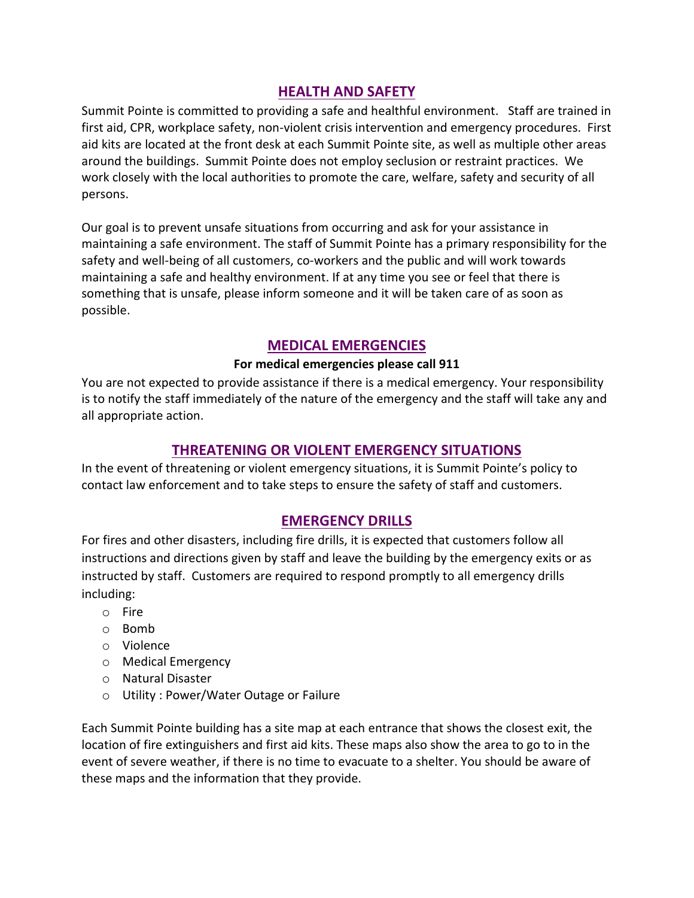## HEALTH AND SAFETY

Summit Pointe is committed to providing a safe and healthful environment. Staff are trained in first aid, CPR, workplace safety, non-violent crisis intervention and emergency procedures. First aid kits are located at the front desk at each Summit Pointe site, as well as multiple other areas around the buildings. Summit Pointe does not employ seclusion or restraint practices. We work closely with the local authorities to promote the care, welfare, safety and security of all persons.

Our goal is to prevent unsafe situations from occurring and ask for your assistance in maintaining a safe environment. The staff of Summit Pointe has a primary responsibility for the safety and well-being of all customers, co-workers and the public and will work towards maintaining a safe and healthy environment. If at any time you see or feel that there is something that is unsafe, please inform someone and it will be taken care of as soon as possible.

## MEDICAL EMERGENCIES

**For medical emergencies please call 911**

You are not expected to provide assistance if there is a medical emergency. Your responsibility is to notify the staff immediately of the nature of the emergency and the staff will take any and all appropriate action.

## THREATENING OR VIOLENT EMERGENCY SITUATIONS

In the event of threatening or violent emergency situations, it is Summit Pointe's policy to contact law enforcement and to take steps to ensure the safety of staff and customers.

## EMERGENCY DRILLS

For fires and other disasters, including fire drills, it is expected that customers follow all instructions and directions given by staff and leave the building by the emergency exits or as instructed by staff. Customers are required to respond promptly to all emergency drills including:

- Fire
- Bomb
- Violence
- Medical Emergency
- Natural Disaster
- Utility : Power/Water Outage or Failure

Each Summit Pointe building has a site map at each entrance that shows the closest exit, the location of fire extinguishers and first aid kits. These maps also show the area to go to in the event of severe weather, if there is no time to evacuate to a shelter. You should be aware of these maps and the information that they provide.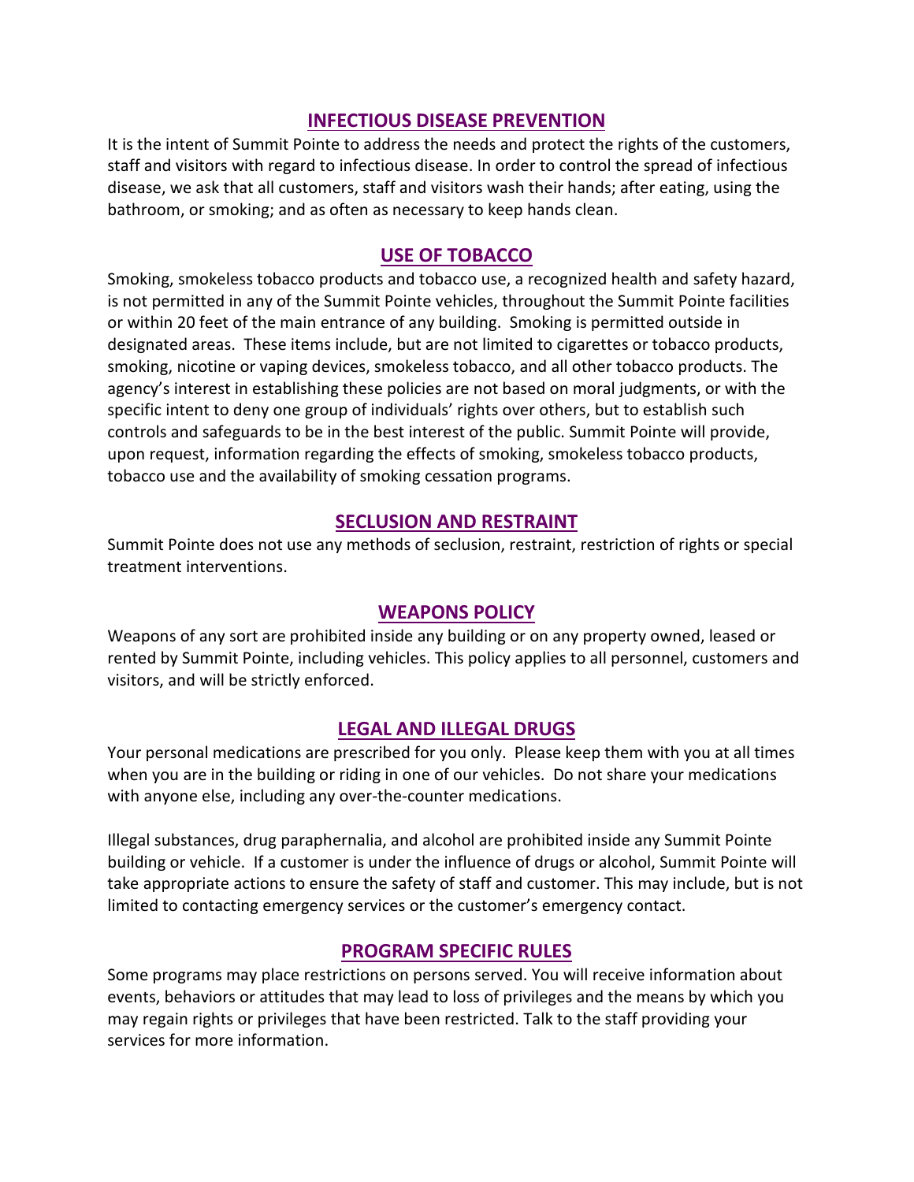## INFECTIOUS DISEASE PREVENTION

It is the intent of Summit Pointe to address the needs and protect the rights of the customers, staff and visitors with regard to infectious disease. In order to control the spread of infectious disease, we ask that all customers, staff and visitors wash their hands; after eating, using the bathroom, or smoking; and as often as necessary to keep hands clean.

## USE OF TOBACCO

Smoking, smokeless tobacco products and tobacco use, a recognized health and safety hazard, is not permitted in any of the Summit Pointe vehicles, throughout the Summit Pointe facilities or within 20 feet of the main entrance of any building. Smoking is permitted outside in designated areas. These items include, but are not limited to cigarettes or tobacco products, smoking, nicotine or vaping devices, smokeless tobacco, and all other tobacco products. The agency's interest in establishing these policies are not based on moral judgments, or with the specific intent to deny one group of individuals' rights over others, but to establish such controls and safeguards to be in the best interest of the public. Summit Pointe will provide, upon request, information regarding the effects of smoking, smokeless tobacco products, tobacco use and the availability of smoking cessation programs.

## SECLUSION AND RESTRAINT

Summit Pointe does not use any methods of seclusion, restraint, restriction of rights or special treatment interventions.

## WEAPONS POLICY

Weapons of any sort are prohibited inside any building or on any property owned, leased or rented by Summit Pointe, including vehicles. This policy applies to all personnel, customers and visitors, and will be strictly enforced.

## LEGAL AND ILLEGAL DRUGS

Your personal medications are prescribed for you only. Please keep them with you at all times when you are in the building or riding in one of our vehicles. Do not share your medications with anyone else, including any over-the-counter medications.

Illegal substances, drug paraphernalia, and alcohol are prohibited inside any Summit Pointe building or vehicle. If a customer is under the influence of drugs or alcohol, Summit Pointe will take appropriate actions to ensure the safety of staff and customer. This may include, but is not limited to contacting emergency services or the customer's emergency contact.

## PROGRAM SPECIFIC RULES

Some programs may place restrictions on persons served. You will receive information about events, behaviors or attitudes that may lead to loss of privileges and the means by which you may regain rights or privileges that have been restricted. Talk to the staff providing your services for more information.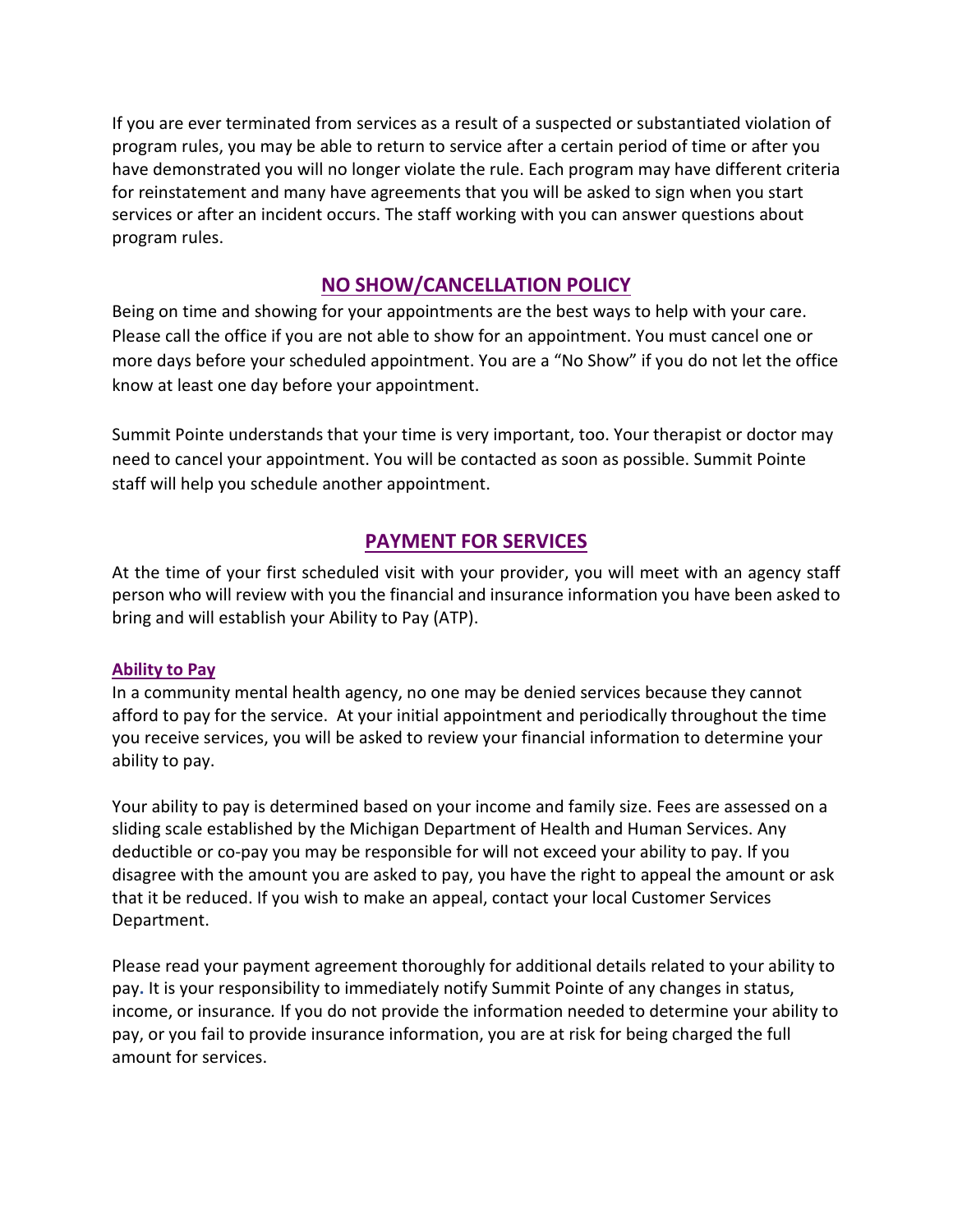If you are ever terminated from services as a result of a suspected or substantiated violation of program rules, you may be able to return to service after a certain period of time or after you have demonstrated you will no longer violate the rule. Each program may have different criteria for reinstatement and many have agreements that you will be asked to sign when you start services or after an incident occurs. The staff working with you can answer questions about program rules.

## NO SHOW/CANCELLATION POLICY

Being on time and showing for your appointments are the best ways to help with your care. Please call the office if you are not able to show for an appointment. You must cancel one or more days before your scheduled appointment. You are a "No Show" if you do not let the office know at least one day before your appointment.

Summit Pointe understands that your time is very important, too. Your therapist or doctor may need to cancel your appointment. You will be contacted as soon as possible. Summit Pointe staff will help you schedule another appointment.

## PAYMENT FOR SERVICES

At the time of your first scheduled visit with your provider, you will meet with an agency staff person who will review with you the financial and insurance information you have been asked to bring and will establish your Ability to Pay (ATP).

### Ability to Pay

In a community mental health agency, no one may be denied services because they cannot afford to pay for the service. At your initial appointment and periodically throughout the time you receive services, you will be asked to review your financial information to determine your ability to pay.

Your ability to pay is determined based on your income and family size. Fees are assessed on a sliding scale established by the Michigan Department of Health and Human Services. Any deductible or co-pay you may be responsible for will not exceed your ability to pay. If you disagree with the amount you are asked to pay, you have the right to appeal the amount or ask that it be reduced. If you wish to make an appeal, contact your local Customer Services Department.

Please read your payment agreement thoroughly for additional details related to your ability to pay. It is your responsibility to immediately notify Summit Pointe of any changes in status, income, or insurance. If you do not provide the information needed to determine your ability to pay, or you fail to provide insurance information, you are at risk for being charged the full amount for services.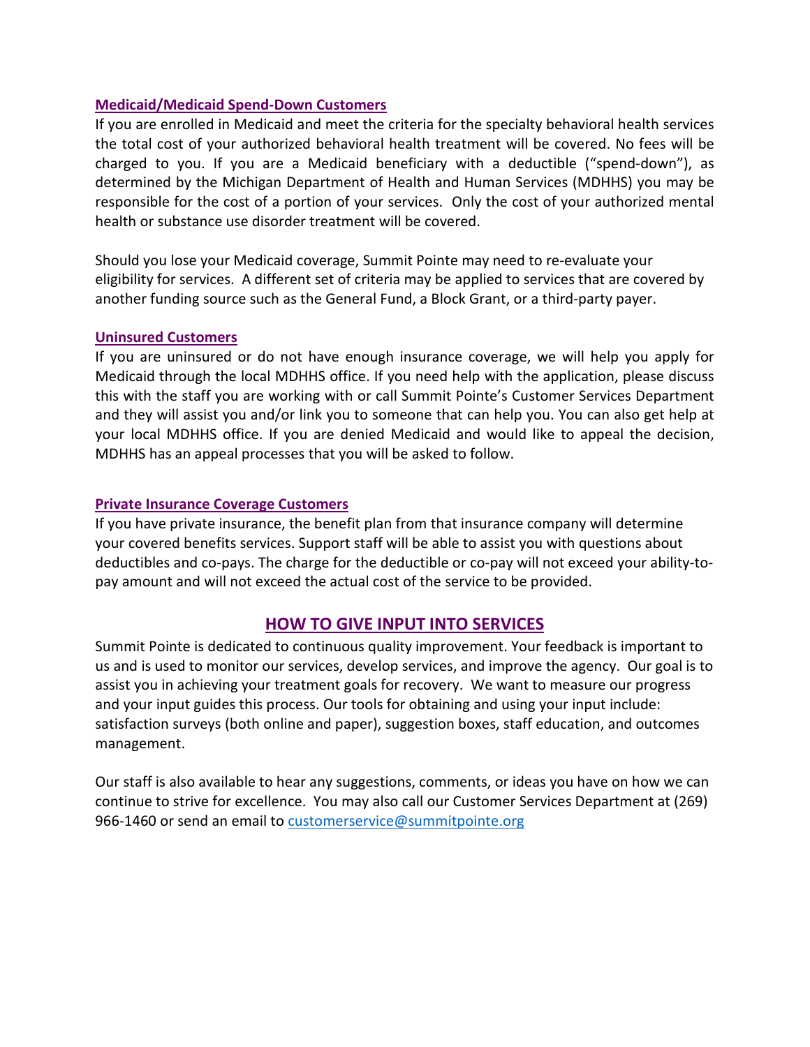### Medicaid/Medicaid Spend-Down Customers

If you are enrolled in Medicaid and meet the criteria for the specialty behavioral health services the total cost of your authorized behavioral health treatment will be covered. No fees will be charged to you. If you are a Medicaid beneficiary with a deductible ("spend-down"), as determined by the Michigan Department of Health and Human Services (MDHHS) you may be responsible for the cost of a portion of your services. Only the cost of your authorized mental health or substance use disorder treatment will be covered.

Should you lose your Medicaid coverage, Summit Pointe may need to re-evaluate your eligibility for services. A different set of criteria may be applied to services that are covered by another funding source such as the General Fund, a Block Grant, or a third-party payer.

### Uninsured Customers

If you are uninsured or do not have enough insurance coverage, we will help you apply for Medicaid through the local MDHHS office. If you need help with the application, please discuss this with the staff you are working with or call Summit Pointe's Customer Services Department and they will assist you and/or link you to someone that can help you. You can also get help at your local MDHHS office. If you are denied Medicaid and would like to appeal the decision, MDHHS has an appeal processes that you will be asked to follow.

### Private Insurance Coverage Customers

If you have private insurance, the benefit plan from that insurance company will determine your covered benefits services. Support staff will be able to assist you with questions about deductibles and co-pays. The charge for the deductible or co-pay will not exceed your ability-to-pay amount and will not exceed the actual cost of the service to be provided.

## HOW TO GIVE INPUT INTO SERVICES

Summit Pointe is dedicated to continuous quality improvement. Your feedback is important to us and is used to monitor our services, develop services, and improve the agency. Our goal is to assist you in achieving your treatment goals for recovery. We want to measure our progress and your input guides this process. Our tools for obtaining and using your input include: satisfaction surveys (both online and paper), suggestion boxes, staff education, and outcomes management.

Our staff is also available to hear any suggestions, comments, or ideas you have on how we can continue to strive for excellence. You may also call our Customer Services Department at (269) 966-1460 or send an email to customerservice@summitpointe.org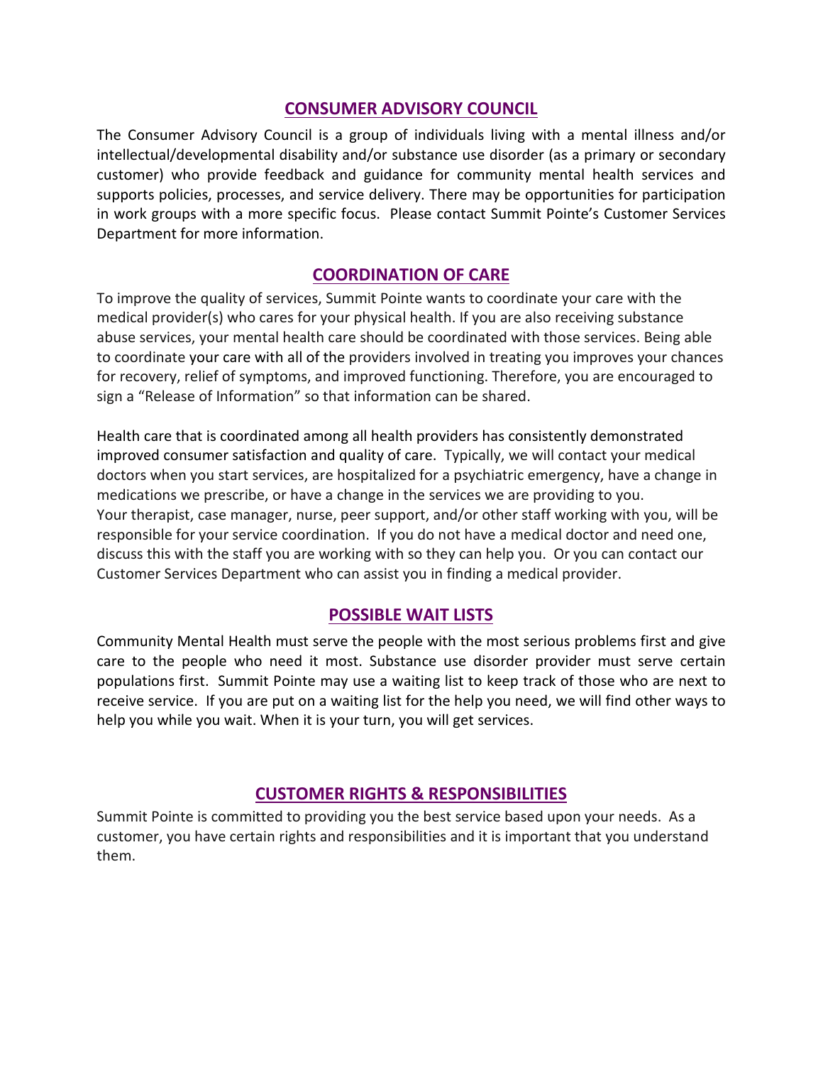## CONSUMER ADVISORY COUNCIL

The Consumer Advisory Council is a group of individuals living with a mental illness and/or intellectual/developmental disability and/or substance use disorder (as a primary or secondary customer) who provide feedback and guidance for community mental health services and supports policies, processes, and service delivery. There may be opportunities for participation in work groups with a more specific focus. Please contact Summit Pointe's Customer Services Department for more information.

## COORDINATION OF CARE

To improve the quality of services, Summit Pointe wants to coordinate your care with the medical provider(s) who cares for your physical health. If you are also receiving substance abuse services, your mental health care should be coordinated with those services. Being able to coordinate your care with all of the providers involved in treating you improves your chances for recovery, relief of symptoms, and improved functioning. Therefore, you are encouraged to sign a "Release of Information" so that information can be shared.

Health care that is coordinated among all health providers has consistently demonstrated improved consumer satisfaction and quality of care. Typically, we will contact your medical doctors when you start services, are hospitalized for a psychiatric emergency, have a change in medications we prescribe, or have a change in the services we are providing to you. Your therapist, case manager, nurse, peer support, and/or other staff working with you, will be responsible for your service coordination. If you do not have a medical doctor and need one, discuss this with the staff you are working with so they can help you. Or you can contact our Customer Services Department who can assist you in finding a medical provider.

## POSSIBLE WAIT LISTS

Community Mental Health must serve the people with the most serious problems first and give care to the people who need it most. Substance use disorder provider must serve certain populations first. Summit Pointe may use a waiting list to keep track of those who are next to receive service. If you are put on a waiting list for the help you need, we will find other ways to help you while you wait. When it is your turn, you will get services.

## CUSTOMER RIGHTS & RESPONSIBILITIES

Summit Pointe is committed to providing you the best service based upon your needs. As a customer, you have certain rights and responsibilities and it is important that you understand them.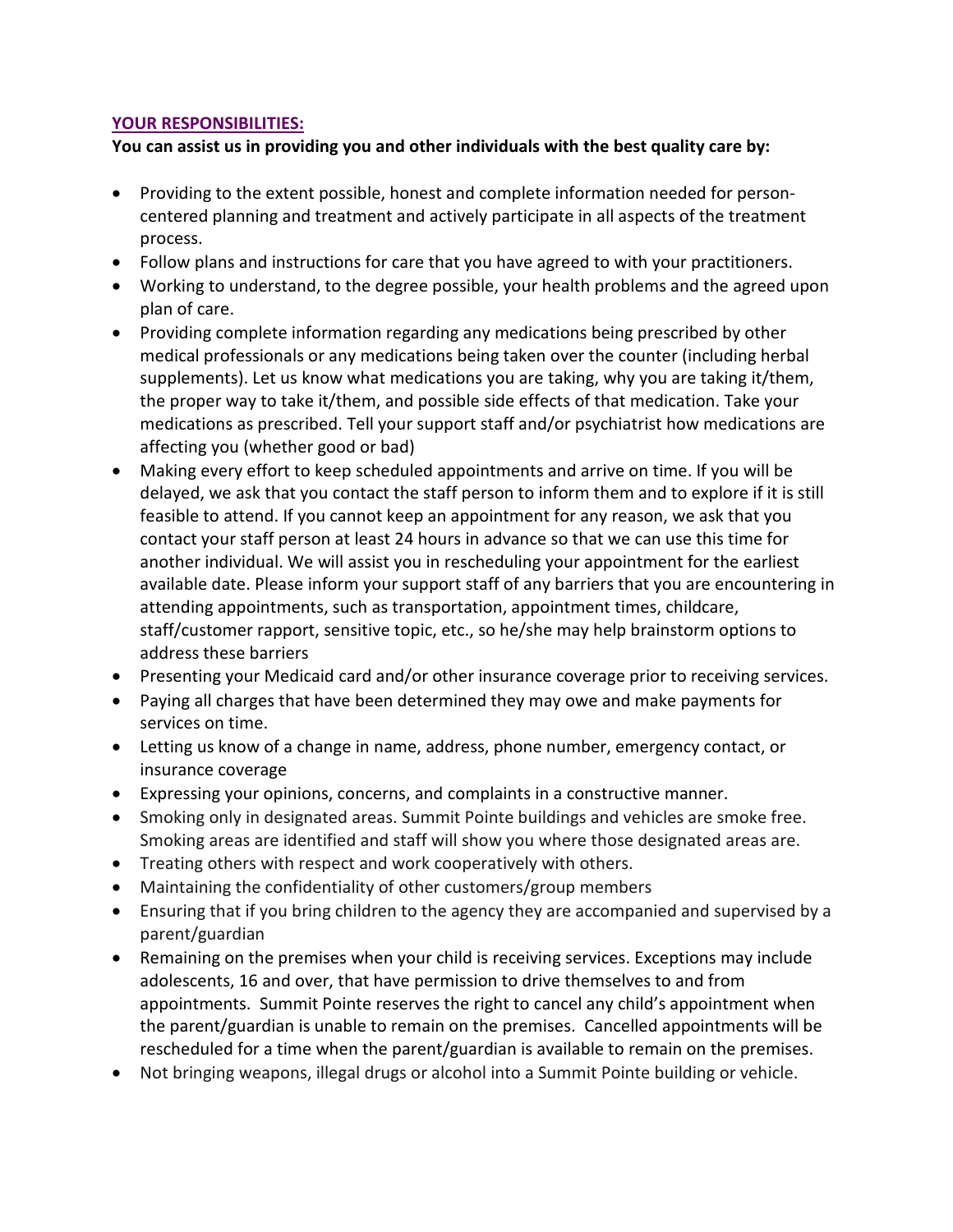## YOUR RESPONSIBILITIES:

**You can assist us in providing you and other individuals with the best quality care by:**

- Providing to the extent possible, honest and complete information needed for person-centered planning and treatment and actively participate in all aspects of the treatment process.
- Follow plans and instructions for care that you have agreed to with your practitioners.
- Working to understand, to the degree possible, your health problems and the agreed upon plan of care.
- Providing complete information regarding any medications being prescribed by other medical professionals or any medications being taken over the counter (including herbal supplements). Let us know what medications you are taking, why you are taking it/them, the proper way to take it/them, and possible side effects of that medication. Take your medications as prescribed. Tell your support staff and/or psychiatrist how medications are affecting you (whether good or bad)
- Making every effort to keep scheduled appointments and arrive on time. If you will be delayed, we ask that you contact the staff person to inform them and to explore if it is still feasible to attend. If you cannot keep an appointment for any reason, we ask that you contact your staff person at least 24 hours in advance so that we can use this time for another individual. We will assist you in rescheduling your appointment for the earliest available date. Please inform your support staff of any barriers that you are encountering in attending appointments, such as transportation, appointment times, childcare, staff/customer rapport, sensitive topic, etc., so he/she may help brainstorm options to address these barriers
- Presenting your Medicaid card and/or other insurance coverage prior to receiving services.
- Paying all charges that have been determined they may owe and make payments for services on time.
- Letting us know of a change in name, address, phone number, emergency contact, or insurance coverage
- Expressing your opinions, concerns, and complaints in a constructive manner.
- Smoking only in designated areas. Summit Pointe buildings and vehicles are smoke free. Smoking areas are identified and staff will show you where those designated areas are.
- Treating others with respect and work cooperatively with others.
- Maintaining the confidentiality of other customers/group members
- Ensuring that if you bring children to the agency they are accompanied and supervised by a parent/guardian
- Remaining on the premises when your child is receiving services. Exceptions may include adolescents, 16 and over, that have permission to drive themselves to and from appointments. Summit Pointe reserves the right to cancel any child's appointment when the parent/guardian is unable to remain on the premises. Cancelled appointments will be rescheduled for a time when the parent/guardian is available to remain on the premises.
- Not bringing weapons, illegal drugs or alcohol into a Summit Pointe building or vehicle.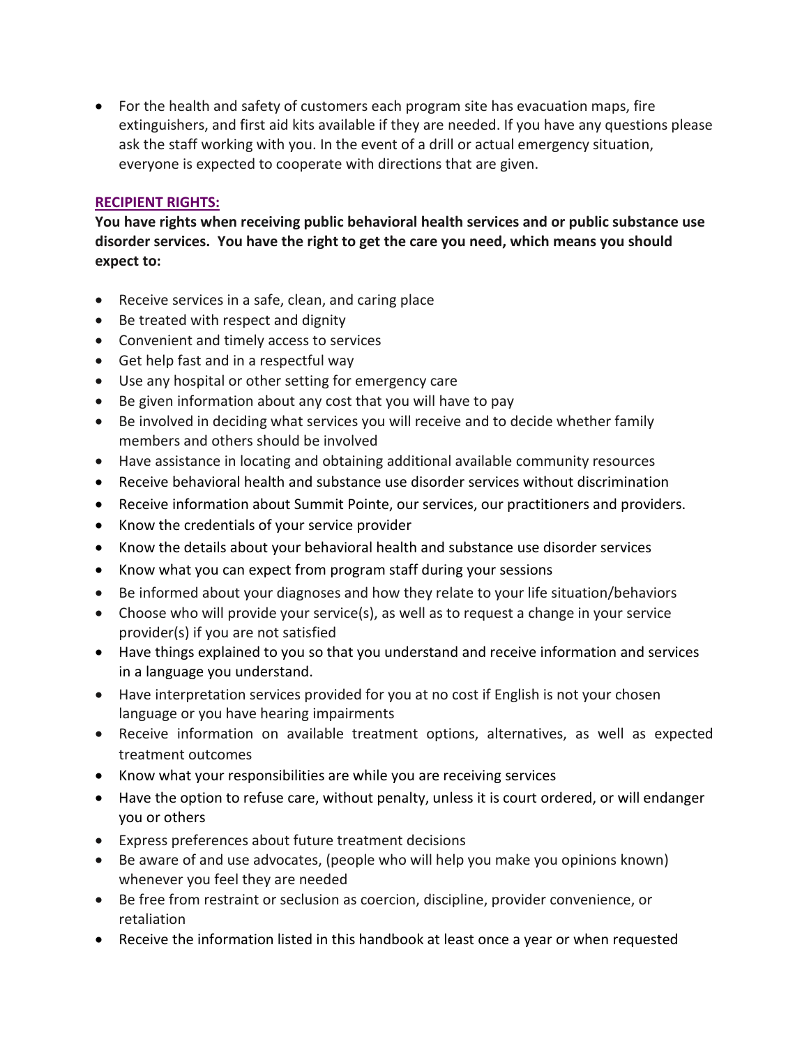- For the health and safety of customers each program site has evacuation maps, fire extinguishers, and first aid kits available if they are needed. If you have any questions please ask the staff working with you. In the event of a drill or actual emergency situation, everyone is expected to cooperate with directions that are given.

## RECIPIENT RIGHTS:

**You have rights when receiving public behavioral health services and or public substance use disorder services. You have the right to get the care you need, which means you should expect to:**

- Receive services in a safe, clean, and caring place
- Be treated with respect and dignity
- Convenient and timely access to services
- Get help fast and in a respectful way
- Use any hospital or other setting for emergency care
- Be given information about any cost that you will have to pay
- Be involved in deciding what services you will receive and to decide whether family members and others should be involved
- Have assistance in locating and obtaining additional available community resources
- Receive behavioral health and substance use disorder services without discrimination
- Receive information about Summit Pointe, our services, our practitioners and providers.
- Know the credentials of your service provider
- Know the details about your behavioral health and substance use disorder services
- Know what you can expect from program staff during your sessions
- Be informed about your diagnoses and how they relate to your life situation/behaviors
- Choose who will provide your service(s), as well as to request a change in your service provider(s) if you are not satisfied
- Have things explained to you so that you understand and receive information and services in a language you understand.
- Have interpretation services provided for you at no cost if English is not your chosen language or you have hearing impairments
- Receive information on available treatment options, alternatives, as well as expected treatment outcomes
- Know what your responsibilities are while you are receiving services
- Have the option to refuse care, without penalty, unless it is court ordered, or will endanger you or others
- Express preferences about future treatment decisions
- Be aware of and use advocates, (people who will help you make you opinions known) whenever you feel they are needed
- Be free from restraint or seclusion as coercion, discipline, provider convenience, or retaliation
- Receive the information listed in this handbook at least once a year or when requested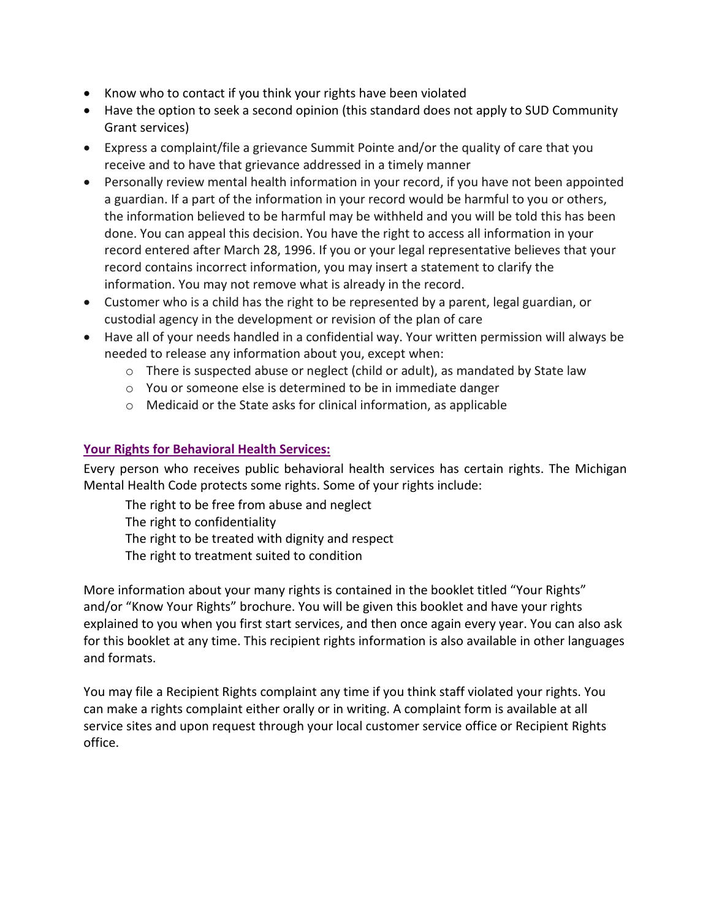- Know who to contact if you think your rights have been violated
- Have the option to seek a second opinion (this standard does not apply to SUD Community Grant services)
- Express a complaint/file a grievance Summit Pointe and/or the quality of care that you receive and to have that grievance addressed in a timely manner
- Personally review mental health information in your record, if you have not been appointed a guardian. If a part of the information in your record would be harmful to you or others, the information believed to be harmful may be withheld and you will be told this has been done. You can appeal this decision. You have the right to access all information in your record entered after March 28, 1996. If you or your legal representative believes that your record contains incorrect information, you may insert a statement to clarify the information. You may not remove what is already in the record.
- Customer who is a child has the right to be represented by a parent, legal guardian, or custodial agency in the development or revision of the plan of care
- Have all of your needs handled in a confidential way. Your written permission will always be needed to release any information about you, except when:
    - There is suspected abuse or neglect (child or adult), as mandated by State law
    - You or someone else is determined to be in immediate danger
    - Medicaid or the State asks for clinical information, as applicable

## Your Rights for Behavioral Health Services:

Every person who receives public behavioral health services has certain rights. The Michigan Mental Health Code protects some rights. Some of your rights include:

The right to be free from abuse and neglect
The right to confidentiality
The right to be treated with dignity and respect
The right to treatment suited to condition

More information about your many rights is contained in the booklet titled "Your Rights" and/or "Know Your Rights" brochure. You will be given this booklet and have your rights explained to you when you first start services, and then once again every year. You can also ask for this booklet at any time. This recipient rights information is also available in other languages and formats.

You may file a Recipient Rights complaint any time if you think staff violated your rights. You can make a rights complaint either orally or in writing. A complaint form is available at all service sites and upon request through your local customer service office or Recipient Rights office.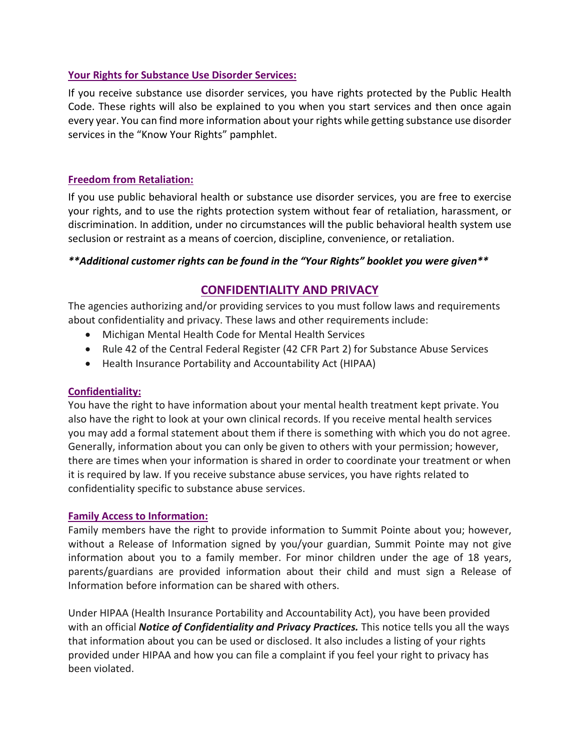### Your Rights for Substance Use Disorder Services:

If you receive substance use disorder services, you have rights protected by the Public Health Code. These rights will also be explained to you when you start services and then once again every year. You can find more information about your rights while getting substance use disorder services in the "Know Your Rights" pamphlet.

### Freedom from Retaliation:

If you use public behavioral health or substance use disorder services, you are free to exercise your rights, and to use the rights protection system without fear of retaliation, harassment, or discrimination. In addition, under no circumstances will the public behavioral health system use seclusion or restraint as a means of coercion, discipline, convenience, or retaliation.

***\*\*Additional customer rights can be found in the "Your Rights" booklet you were given\*\****

## CONFIDENTIALITY AND PRIVACY

The agencies authorizing and/or providing services to you must follow laws and requirements about confidentiality and privacy. These laws and other requirements include:

- Michigan Mental Health Code for Mental Health Services
- Rule 42 of the Central Federal Register (42 CFR Part 2) for Substance Abuse Services
- Health Insurance Portability and Accountability Act (HIPAA)

### Confidentiality:

You have the right to have information about your mental health treatment kept private. You also have the right to look at your own clinical records. If you receive mental health services you may add a formal statement about them if there is something with which you do not agree. Generally, information about you can only be given to others with your permission; however, there are times when your information is shared in order to coordinate your treatment or when it is required by law. If you receive substance abuse services, you have rights related to confidentiality specific to substance abuse services.

### Family Access to Information:

Family members have the right to provide information to Summit Pointe about you; however, without a Release of Information signed by you/your guardian, Summit Pointe may not give information about you to a family member. For minor children under the age of 18 years, parents/guardians are provided information about their child and must sign a Release of Information before information can be shared with others.

Under HIPAA (Health Insurance Portability and Accountability Act), you have been provided with an official ***Notice of Confidentiality and Privacy Practices.*** This notice tells you all the ways that information about you can be used or disclosed. It also includes a listing of your rights provided under HIPAA and how you can file a complaint if you feel your right to privacy has been violated.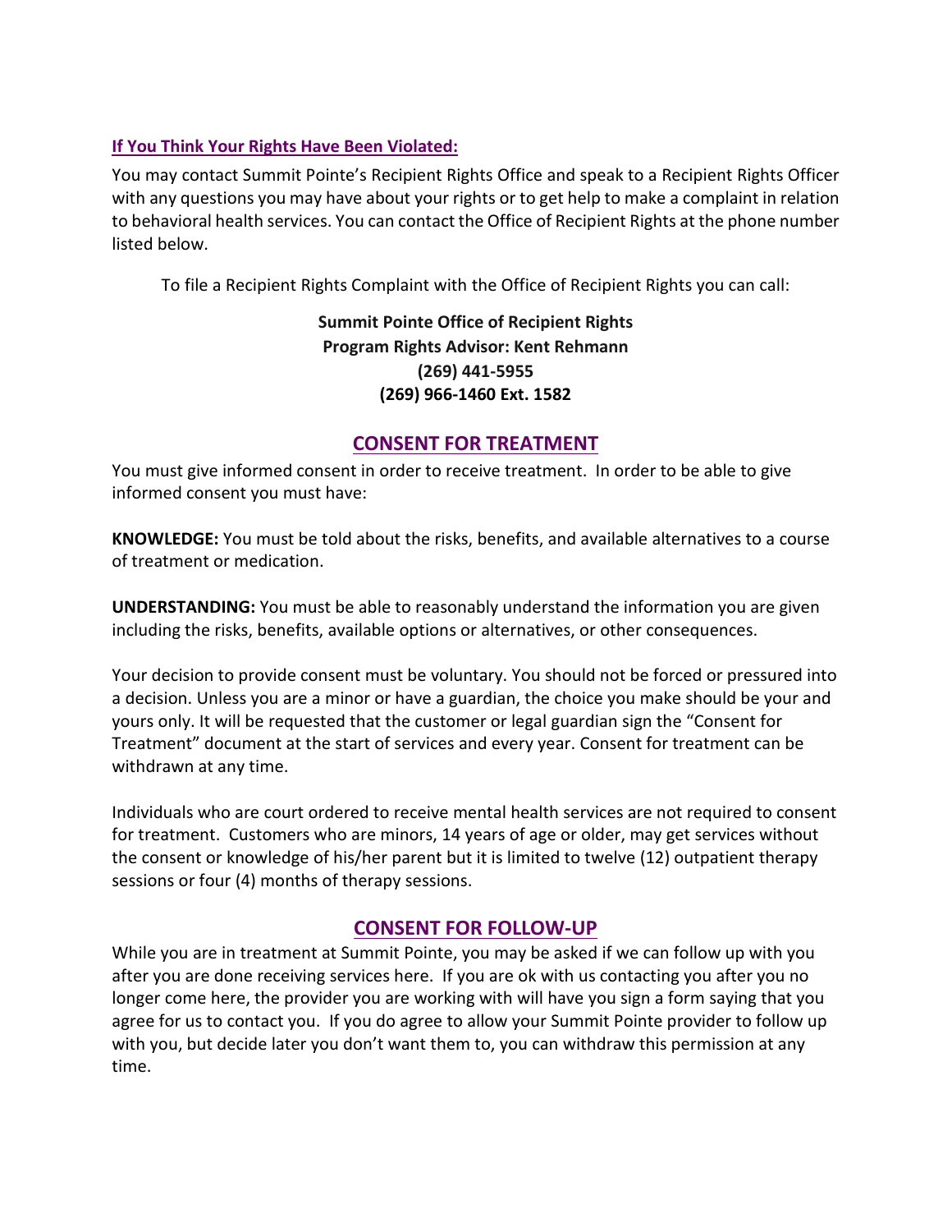### If You Think Your Rights Have Been Violated:

You may contact Summit Pointe's Recipient Rights Office and speak to a Recipient Rights Officer with any questions you may have about your rights or to get help to make a complaint in relation to behavioral health services. You can contact the Office of Recipient Rights at the phone number listed below.

To file a Recipient Rights Complaint with the Office of Recipient Rights you can call:

**Summit Pointe Office of Recipient Rights**
**Program Rights Advisor: Kent Rehmann**
**(269) 441-5955**
**(269) 966-1460 Ext. 1582**

## CONSENT FOR TREATMENT

You must give informed consent in order to receive treatment. In order to be able to give informed consent you must have:

**KNOWLEDGE:** You must be told about the risks, benefits, and available alternatives to a course of treatment or medication.

**UNDERSTANDING:** You must be able to reasonably understand the information you are given including the risks, benefits, available options or alternatives, or other consequences.

Your decision to provide consent must be voluntary. You should not be forced or pressured into a decision. Unless you are a minor or have a guardian, the choice you make should be your and yours only. It will be requested that the customer or legal guardian sign the "Consent for Treatment" document at the start of services and every year. Consent for treatment can be withdrawn at any time.

Individuals who are court ordered to receive mental health services are not required to consent for treatment. Customers who are minors, 14 years of age or older, may get services without the consent or knowledge of his/her parent but it is limited to twelve (12) outpatient therapy sessions or four (4) months of therapy sessions.

## CONSENT FOR FOLLOW-UP

While you are in treatment at Summit Pointe, you may be asked if we can follow up with you after you are done receiving services here. If you are ok with us contacting you after you no longer come here, the provider you are working with will have you sign a form saying that you agree for us to contact you. If you do agree to allow your Summit Pointe provider to follow up with you, but decide later you don't want them to, you can withdraw this permission at any time.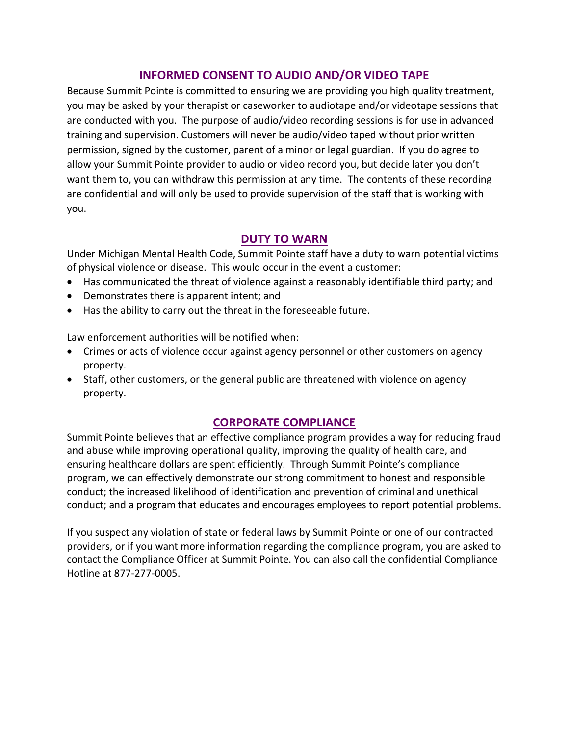## INFORMED CONSENT TO AUDIO AND/OR VIDEO TAPE

Because Summit Pointe is committed to ensuring we are providing you high quality treatment, you may be asked by your therapist or caseworker to audiotape and/or videotape sessions that are conducted with you. The purpose of audio/video recording sessions is for use in advanced training and supervision. Customers will never be audio/video taped without prior written permission, signed by the customer, parent of a minor or legal guardian. If you do agree to allow your Summit Pointe provider to audio or video record you, but decide later you don't want them to, you can withdraw this permission at any time. The contents of these recording are confidential and will only be used to provide supervision of the staff that is working with you.

## DUTY TO WARN

Under Michigan Mental Health Code, Summit Pointe staff have a duty to warn potential victims of physical violence or disease. This would occur in the event a customer:

- Has communicated the threat of violence against a reasonably identifiable third party; and
- Demonstrates there is apparent intent; and
- Has the ability to carry out the threat in the foreseeable future.

Law enforcement authorities will be notified when:

- Crimes or acts of violence occur against agency personnel or other customers on agency property.
- Staff, other customers, or the general public are threatened with violence on agency property.

## CORPORATE COMPLIANCE

Summit Pointe believes that an effective compliance program provides a way for reducing fraud and abuse while improving operational quality, improving the quality of health care, and ensuring healthcare dollars are spent efficiently. Through Summit Pointe's compliance program, we can effectively demonstrate our strong commitment to honest and responsible conduct; the increased likelihood of identification and prevention of criminal and unethical conduct; and a program that educates and encourages employees to report potential problems.

If you suspect any violation of state or federal laws by Summit Pointe or one of our contracted providers, or if you want more information regarding the compliance program, you are asked to contact the Compliance Officer at Summit Pointe. You can also call the confidential Compliance Hotline at 877-277-0005.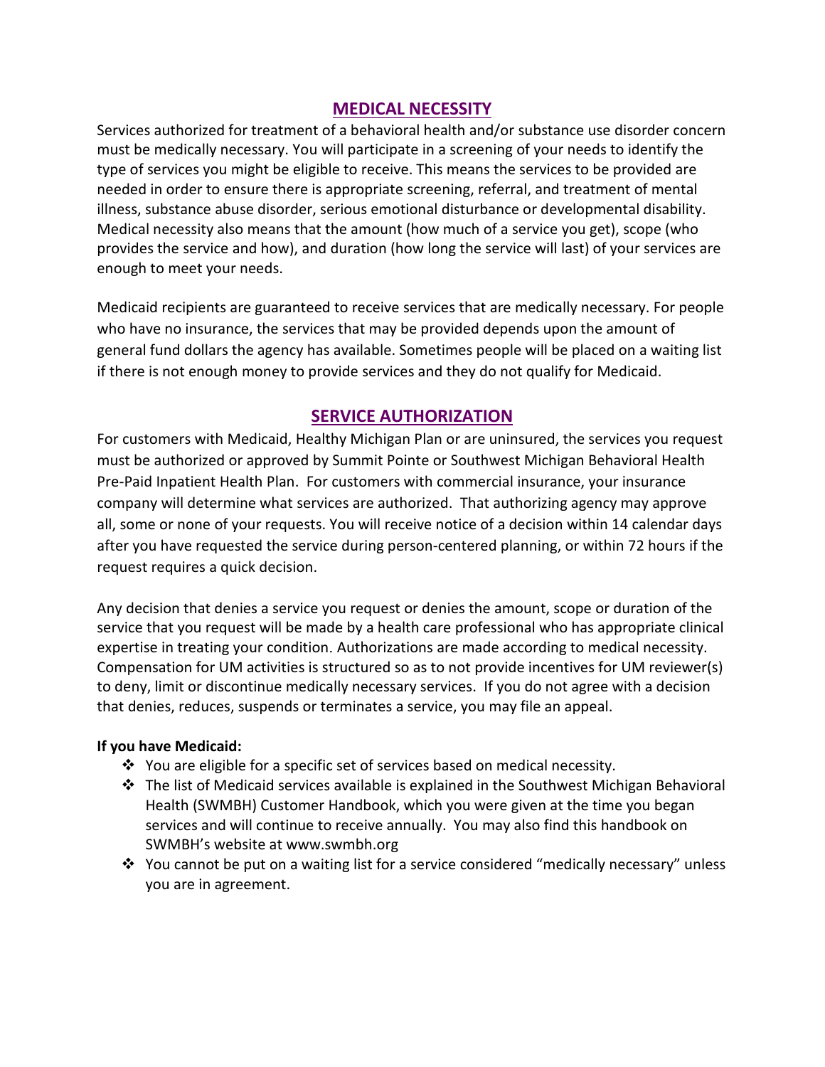## MEDICAL NECESSITY

Services authorized for treatment of a behavioral health and/or substance use disorder concern must be medically necessary. You will participate in a screening of your needs to identify the type of services you might be eligible to receive. This means the services to be provided are needed in order to ensure there is appropriate screening, referral, and treatment of mental illness, substance abuse disorder, serious emotional disturbance or developmental disability. Medical necessity also means that the amount (how much of a service you get), scope (who provides the service and how), and duration (how long the service will last) of your services are enough to meet your needs.

Medicaid recipients are guaranteed to receive services that are medically necessary. For people who have no insurance, the services that may be provided depends upon the amount of general fund dollars the agency has available. Sometimes people will be placed on a waiting list if there is not enough money to provide services and they do not qualify for Medicaid.

## SERVICE AUTHORIZATION

For customers with Medicaid, Healthy Michigan Plan or are uninsured, the services you request must be authorized or approved by Summit Pointe or Southwest Michigan Behavioral Health Pre-Paid Inpatient Health Plan. For customers with commercial insurance, your insurance company will determine what services are authorized. That authorizing agency may approve all, some or none of your requests. You will receive notice of a decision within 14 calendar days after you have requested the service during person-centered planning, or within 72 hours if the request requires a quick decision.

Any decision that denies a service you request or denies the amount, scope or duration of the service that you request will be made by a health care professional who has appropriate clinical expertise in treating your condition. Authorizations are made according to medical necessity. Compensation for UM activities is structured so as to not provide incentives for UM reviewer(s) to deny, limit or discontinue medically necessary services. If you do not agree with a decision that denies, reduces, suspends or terminates a service, you may file an appeal.

**If you have Medicaid:**

- You are eligible for a specific set of services based on medical necessity.
- The list of Medicaid services available is explained in the Southwest Michigan Behavioral Health (SWMBH) Customer Handbook, which you were given at the time you began services and will continue to receive annually. You may also find this handbook on SWMBH's website at www.swmbh.org
- You cannot be put on a waiting list for a service considered "medically necessary" unless you are in agreement.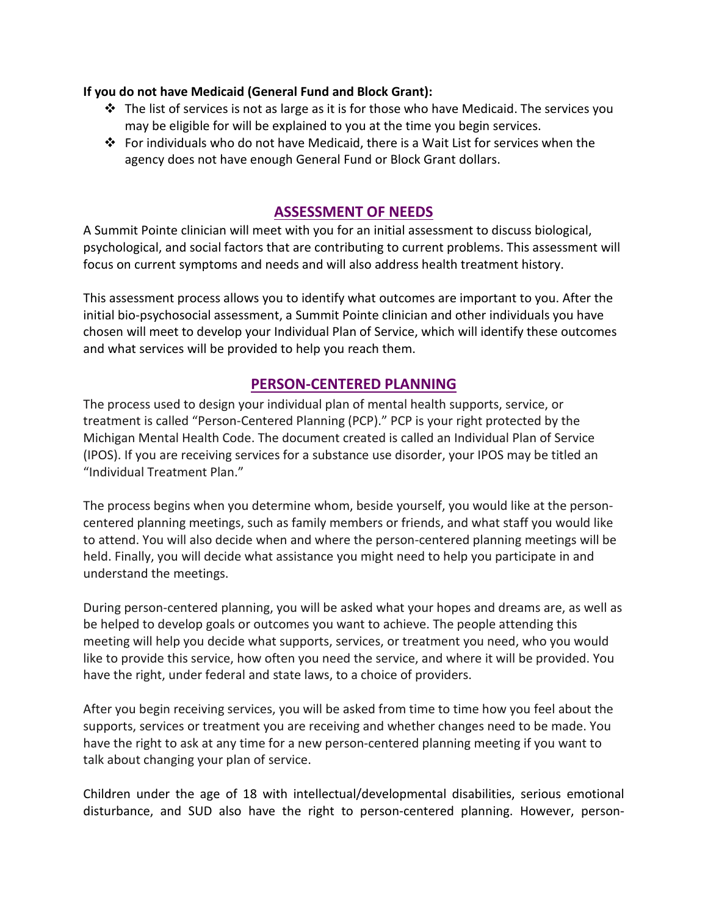**If you do not have Medicaid (General Fund and Block Grant):**

- The list of services is not as large as it is for those who have Medicaid. The services you may be eligible for will be explained to you at the time you begin services.
- For individuals who do not have Medicaid, there is a Wait List for services when the agency does not have enough General Fund or Block Grant dollars.

## ASSESSMENT OF NEEDS

A Summit Pointe clinician will meet with you for an initial assessment to discuss biological, psychological, and social factors that are contributing to current problems. This assessment will focus on current symptoms and needs and will also address health treatment history.

This assessment process allows you to identify what outcomes are important to you. After the initial bio-psychosocial assessment, a Summit Pointe clinician and other individuals you have chosen will meet to develop your Individual Plan of Service, which will identify these outcomes and what services will be provided to help you reach them.

## PERSON-CENTERED PLANNING

The process used to design your individual plan of mental health supports, service, or treatment is called "Person-Centered Planning (PCP)." PCP is your right protected by the Michigan Mental Health Code. The document created is called an Individual Plan of Service (IPOS). If you are receiving services for a substance use disorder, your IPOS may be titled an "Individual Treatment Plan."

The process begins when you determine whom, beside yourself, you would like at the person-centered planning meetings, such as family members or friends, and what staff you would like to attend. You will also decide when and where the person-centered planning meetings will be held. Finally, you will decide what assistance you might need to help you participate in and understand the meetings.

During person-centered planning, you will be asked what your hopes and dreams are, as well as be helped to develop goals or outcomes you want to achieve. The people attending this meeting will help you decide what supports, services, or treatment you need, who you would like to provide this service, how often you need the service, and where it will be provided. You have the right, under federal and state laws, to a choice of providers.

After you begin receiving services, you will be asked from time to time how you feel about the supports, services or treatment you are receiving and whether changes need to be made. You have the right to ask at any time for a new person-centered planning meeting if you want to talk about changing your plan of service.

Children under the age of 18 with intellectual/developmental disabilities, serious emotional disturbance, and SUD also have the right to person-centered planning. However, person-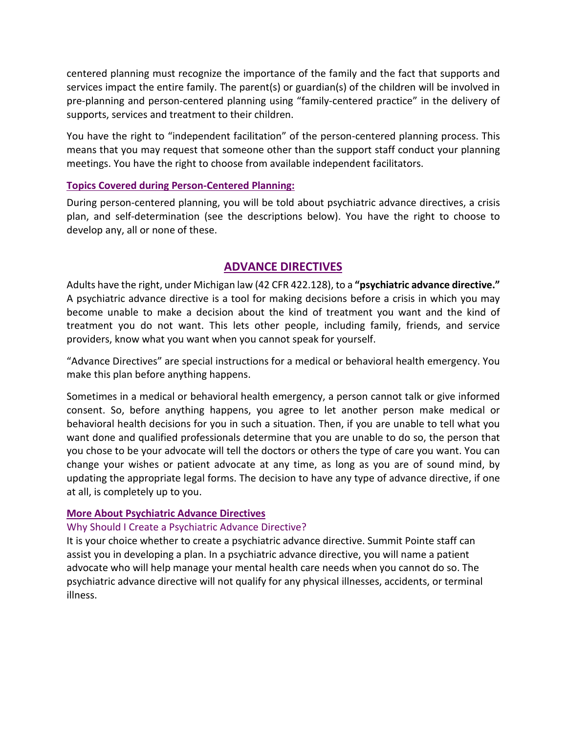centered planning must recognize the importance of the family and the fact that supports and services impact the entire family. The parent(s) or guardian(s) of the children will be involved in pre-planning and person-centered planning using "family-centered practice" in the delivery of supports, services and treatment to their children.

You have the right to "independent facilitation" of the person-centered planning process. This means that you may request that someone other than the support staff conduct your planning meetings. You have the right to choose from available independent facilitators.

### Topics Covered during Person-Centered Planning:

During person-centered planning, you will be told about psychiatric advance directives, a crisis plan, and self-determination (see the descriptions below). You have the right to choose to develop any, all or none of these.

## ADVANCE DIRECTIVES

Adults have the right, under Michigan law (42 CFR 422.128), to a **"psychiatric advance directive."** A psychiatric advance directive is a tool for making decisions before a crisis in which you may become unable to make a decision about the kind of treatment you want and the kind of treatment you do not want. This lets other people, including family, friends, and service providers, know what you want when you cannot speak for yourself.

"Advance Directives" are special instructions for a medical or behavioral health emergency. You make this plan before anything happens.

Sometimes in a medical or behavioral health emergency, a person cannot talk or give informed consent. So, before anything happens, you agree to let another person make medical or behavioral health decisions for you in such a situation. Then, if you are unable to tell what you want done and qualified professionals determine that you are unable to do so, the person that you chose to be your advocate will tell the doctors or others the type of care you want. You can change your wishes or patient advocate at any time, as long as you are of sound mind, by updating the appropriate legal forms. The decision to have any type of advance directive, if one at all, is completely up to you.

### More About Psychiatric Advance Directives

#### Why Should I Create a Psychiatric Advance Directive?

It is your choice whether to create a psychiatric advance directive. Summit Pointe staff can assist you in developing a plan. In a psychiatric advance directive, you will name a patient advocate who will help manage your mental health care needs when you cannot do so. The psychiatric advance directive will not qualify for any physical illnesses, accidents, or terminal illness.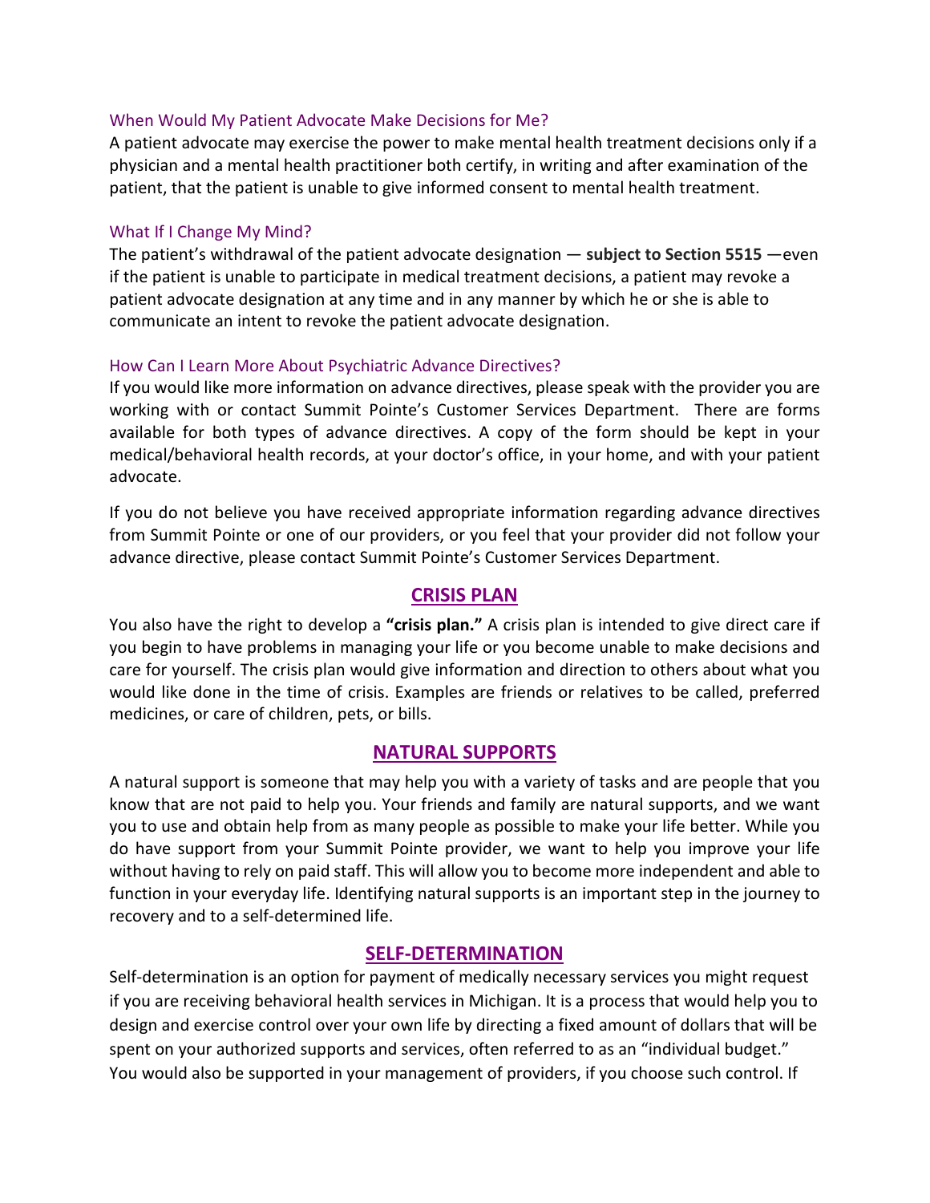### When Would My Patient Advocate Make Decisions for Me?

A patient advocate may exercise the power to make mental health treatment decisions only if a physician and a mental health practitioner both certify, in writing and after examination of the patient, that the patient is unable to give informed consent to mental health treatment.

### What If I Change My Mind?

The patient's withdrawal of the patient advocate designation — **subject to Section 5515** —even if the patient is unable to participate in medical treatment decisions, a patient may revoke a patient advocate designation at any time and in any manner by which he or she is able to communicate an intent to revoke the patient advocate designation.

### How Can I Learn More About Psychiatric Advance Directives?

If you would like more information on advance directives, please speak with the provider you are working with or contact Summit Pointe's Customer Services Department. There are forms available for both types of advance directives. A copy of the form should be kept in your medical/behavioral health records, at your doctor's office, in your home, and with your patient advocate.

If you do not believe you have received appropriate information regarding advance directives from Summit Pointe or one of our providers, or you feel that your provider did not follow your advance directive, please contact Summit Pointe's Customer Services Department.

## CRISIS PLAN

You also have the right to develop a **"crisis plan."** A crisis plan is intended to give direct care if you begin to have problems in managing your life or you become unable to make decisions and care for yourself. The crisis plan would give information and direction to others about what you would like done in the time of crisis. Examples are friends or relatives to be called, preferred medicines, or care of children, pets, or bills.

## NATURAL SUPPORTS

A natural support is someone that may help you with a variety of tasks and are people that you know that are not paid to help you. Your friends and family are natural supports, and we want you to use and obtain help from as many people as possible to make your life better. While you do have support from your Summit Pointe provider, we want to help you improve your life without having to rely on paid staff. This will allow you to become more independent and able to function in your everyday life. Identifying natural supports is an important step in the journey to recovery and to a self-determined life.

## SELF-DETERMINATION

Self-determination is an option for payment of medically necessary services you might request if you are receiving behavioral health services in Michigan. It is a process that would help you to design and exercise control over your own life by directing a fixed amount of dollars that will be spent on your authorized supports and services, often referred to as an "individual budget." You would also be supported in your management of providers, if you choose such control. If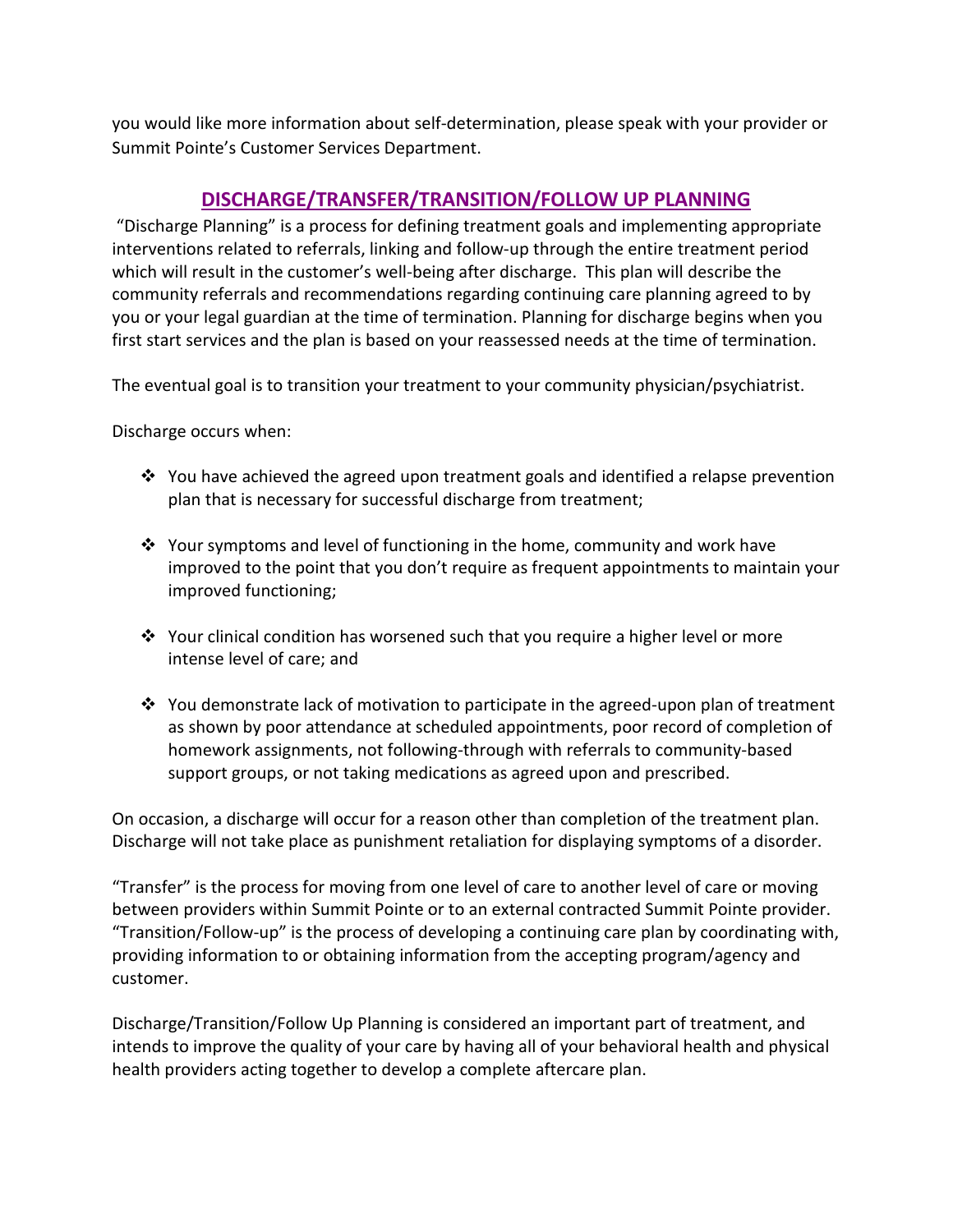you would like more information about self-determination, please speak with your provider or Summit Pointe's Customer Services Department.

## DISCHARGE/TRANSFER/TRANSITION/FOLLOW UP PLANNING

"Discharge Planning" is a process for defining treatment goals and implementing appropriate interventions related to referrals, linking and follow-up through the entire treatment period which will result in the customer's well-being after discharge. This plan will describe the community referrals and recommendations regarding continuing care planning agreed to by you or your legal guardian at the time of termination. Planning for discharge begins when you first start services and the plan is based on your reassessed needs at the time of termination.

The eventual goal is to transition your treatment to your community physician/psychiatrist.

Discharge occurs when:

- You have achieved the agreed upon treatment goals and identified a relapse prevention plan that is necessary for successful discharge from treatment;
- Your symptoms and level of functioning in the home, community and work have improved to the point that you don't require as frequent appointments to maintain your improved functioning;
- Your clinical condition has worsened such that you require a higher level or more intense level of care; and
- You demonstrate lack of motivation to participate in the agreed-upon plan of treatment as shown by poor attendance at scheduled appointments, poor record of completion of homework assignments, not following-through with referrals to community-based support groups, or not taking medications as agreed upon and prescribed.

On occasion, a discharge will occur for a reason other than completion of the treatment plan. Discharge will not take place as punishment retaliation for displaying symptoms of a disorder.

"Transfer" is the process for moving from one level of care to another level of care or moving between providers within Summit Pointe or to an external contracted Summit Pointe provider. "Transition/Follow-up" is the process of developing a continuing care plan by coordinating with, providing information to or obtaining information from the accepting program/agency and customer.

Discharge/Transition/Follow Up Planning is considered an important part of treatment, and intends to improve the quality of your care by having all of your behavioral health and physical health providers acting together to develop a complete aftercare plan.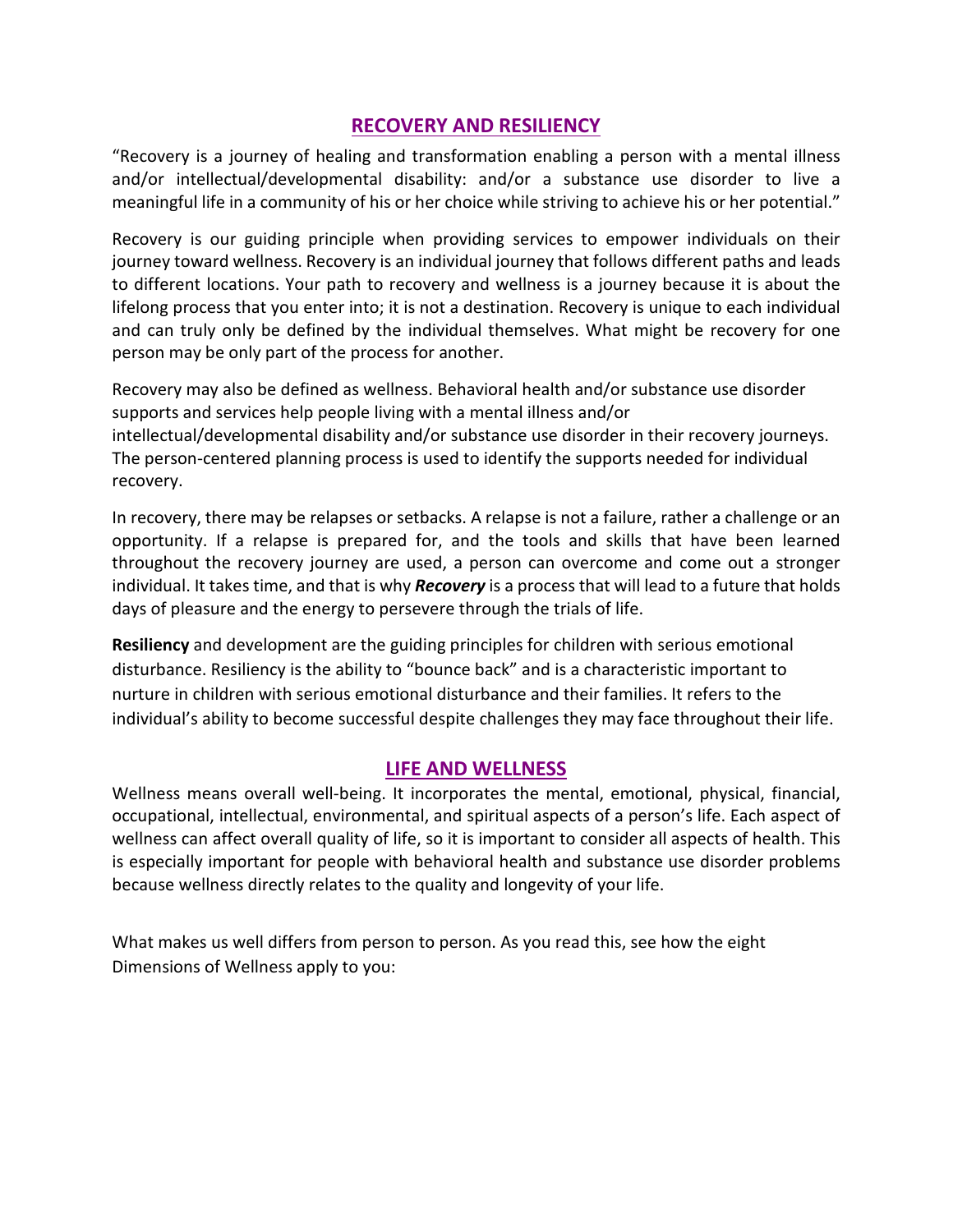## RECOVERY AND RESILIENCY

"Recovery is a journey of healing and transformation enabling a person with a mental illness and/or intellectual/developmental disability: and/or a substance use disorder to live a meaningful life in a community of his or her choice while striving to achieve his or her potential."

Recovery is our guiding principle when providing services to empower individuals on their journey toward wellness. Recovery is an individual journey that follows different paths and leads to different locations. Your path to recovery and wellness is a journey because it is about the lifelong process that you enter into; it is not a destination. Recovery is unique to each individual and can truly only be defined by the individual themselves. What might be recovery for one person may be only part of the process for another.

Recovery may also be defined as wellness. Behavioral health and/or substance use disorder supports and services help people living with a mental illness and/or intellectual/developmental disability and/or substance use disorder in their recovery journeys. The person-centered planning process is used to identify the supports needed for individual recovery.

In recovery, there may be relapses or setbacks. A relapse is not a failure, rather a challenge or an opportunity. If a relapse is prepared for, and the tools and skills that have been learned throughout the recovery journey are used, a person can overcome and come out a stronger individual. It takes time, and that is why ***Recovery*** is a process that will lead to a future that holds days of pleasure and the energy to persevere through the trials of life.

**Resiliency** and development are the guiding principles for children with serious emotional disturbance. Resiliency is the ability to "bounce back" and is a characteristic important to nurture in children with serious emotional disturbance and their families. It refers to the individual's ability to become successful despite challenges they may face throughout their life.

## LIFE AND WELLNESS

Wellness means overall well-being. It incorporates the mental, emotional, physical, financial, occupational, intellectual, environmental, and spiritual aspects of a person's life. Each aspect of wellness can affect overall quality of life, so it is important to consider all aspects of health. This is especially important for people with behavioral health and substance use disorder problems because wellness directly relates to the quality and longevity of your life.

What makes us well differs from person to person. As you read this, see how the eight Dimensions of Wellness apply to you: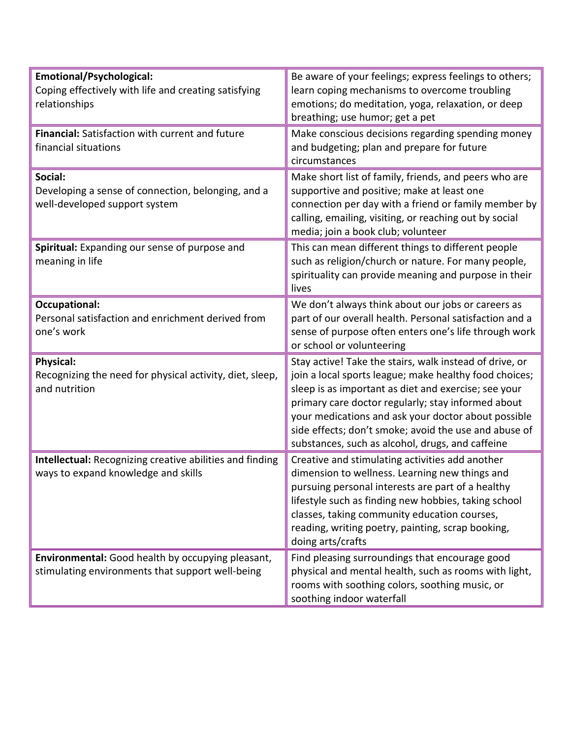| **Emotional/Psychological:** Coping effectively with life and creating satisfying relationships | Be aware of your feelings; express feelings to others; learn coping mechanisms to overcome troubling emotions; do meditation, yoga, relaxation, or deep breathing; use humor; get a pet |
|---|---|
| **Financial:** Satisfaction with current and future financial situations | Make conscious decisions regarding spending money and budgeting; plan and prepare for future circumstances |
| **Social:** Developing a sense of connection, belonging, and a well-developed support system | Make short list of family, friends, and peers who are supportive and positive; make at least one connection per day with a friend or family member by calling, emailing, visiting, or reaching out by social media; join a book club; volunteer |
| **Spiritual:** Expanding our sense of purpose and meaning in life | This can mean different things to different people such as religion/church or nature. For many people, spirituality can provide meaning and purpose in their lives |
| **Occupational:** Personal satisfaction and enrichment derived from one's work | We don't always think about our jobs or careers as part of our overall health. Personal satisfaction and a sense of purpose often enters one's life through work or school or volunteering |
| **Physical:** Recognizing the need for physical activity, diet, sleep, and nutrition | Stay active! Take the stairs, walk instead of drive, or join a local sports league; make healthy food choices; sleep is as important as diet and exercise; see your primary care doctor regularly; stay informed about your medications and ask your doctor about possible side effects; don't smoke; avoid the use and abuse of substances, such as alcohol, drugs, and caffeine |
| **Intellectual:** Recognizing creative abilities and finding ways to expand knowledge and skills | Creative and stimulating activities add another dimension to wellness. Learning new things and pursuing personal interests are part of a healthy lifestyle such as finding new hobbies, taking school classes, taking community education courses, reading, writing poetry, painting, scrap booking, doing arts/crafts |
| **Environmental:** Good health by occupying pleasant, stimulating environments that support well-being | Find pleasing surroundings that encourage good physical and mental health, such as rooms with light, rooms with soothing colors, soothing music, or soothing indoor waterfall |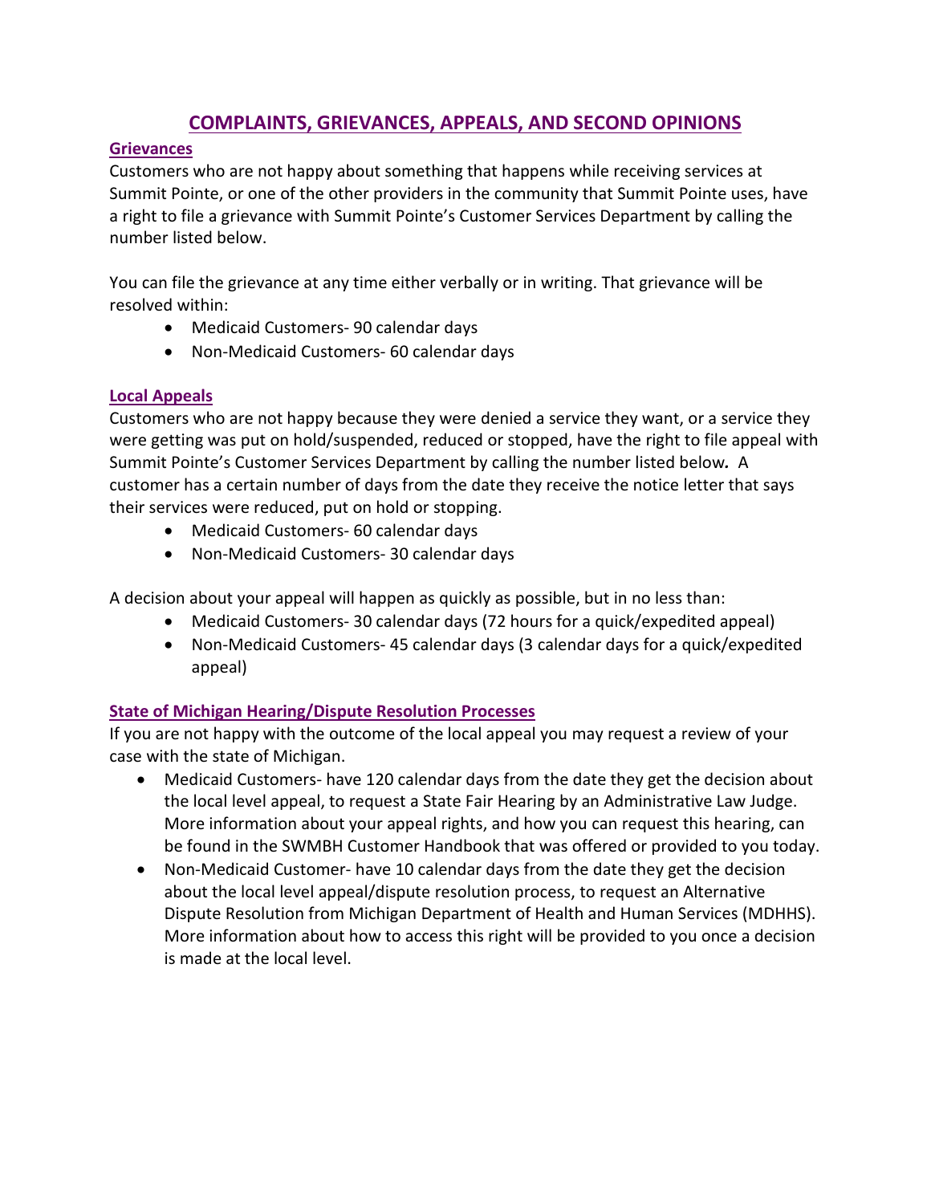# COMPLAINTS, GRIEVANCES, APPEALS, AND SECOND OPINIONS

## Grievances

Customers who are not happy about something that happens while receiving services at Summit Pointe, or one of the other providers in the community that Summit Pointe uses, have a right to file a grievance with Summit Pointe's Customer Services Department by calling the number listed below.

You can file the grievance at any time either verbally or in writing. That grievance will be resolved within:

- Medicaid Customers- 90 calendar days
- Non-Medicaid Customers- 60 calendar days

## Local Appeals

Customers who are not happy because they were denied a service they want, or a service they were getting was put on hold/suspended, reduced or stopped, have the right to file appeal with Summit Pointe's Customer Services Department by calling the number listed below**.** A customer has a certain number of days from the date they receive the notice letter that says their services were reduced, put on hold or stopping.

- Medicaid Customers- 60 calendar days
- Non-Medicaid Customers- 30 calendar days

A decision about your appeal will happen as quickly as possible, but in no less than:

- Medicaid Customers- 30 calendar days (72 hours for a quick/expedited appeal)
- Non-Medicaid Customers- 45 calendar days (3 calendar days for a quick/expedited appeal)

## State of Michigan Hearing/Dispute Resolution Processes

If you are not happy with the outcome of the local appeal you may request a review of your case with the state of Michigan.

- Medicaid Customers- have 120 calendar days from the date they get the decision about the local level appeal, to request a State Fair Hearing by an Administrative Law Judge. More information about your appeal rights, and how you can request this hearing, can be found in the SWMBH Customer Handbook that was offered or provided to you today.
- Non-Medicaid Customer- have 10 calendar days from the date they get the decision about the local level appeal/dispute resolution process, to request an Alternative Dispute Resolution from Michigan Department of Health and Human Services (MDHHS). More information about how to access this right will be provided to you once a decision is made at the local level.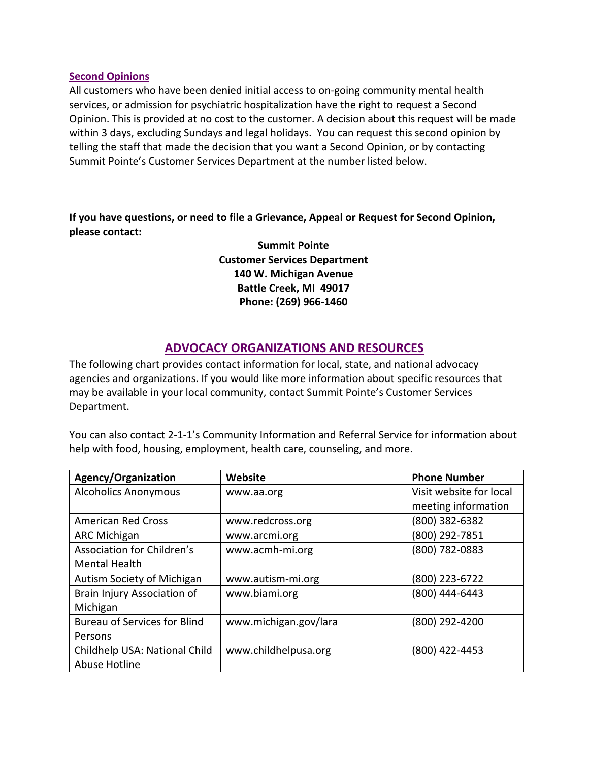### Second Opinions

All customers who have been denied initial access to on-going community mental health services, or admission for psychiatric hospitalization have the right to request a Second Opinion. This is provided at no cost to the customer. A decision about this request will be made within 3 days, excluding Sundays and legal holidays. You can request this second opinion by telling the staff that made the decision that you want a Second Opinion, or by contacting Summit Pointe's Customer Services Department at the number listed below.

**If you have questions, or need to file a Grievance, Appeal or Request for Second Opinion, please contact:**

**Summit Pointe**
**Customer Services Department**
**140 W. Michigan Avenue**
**Battle Creek, MI 49017**
**Phone: (269) 966-1460**

## ADVOCACY ORGANIZATIONS AND RESOURCES

The following chart provides contact information for local, state, and national advocacy agencies and organizations. If you would like more information about specific resources that may be available in your local community, contact Summit Pointe's Customer Services Department.

You can also contact 2-1-1's Community Information and Referral Service for information about help with food, housing, employment, health care, counseling, and more.

| Agency/Organization | Website | Phone Number |
|---|---|---|
| Alcoholics Anonymous | www.aa.org | Visit website for local meeting information |
| American Red Cross | www.redcross.org | (800) 382-6382 |
| ARC Michigan | www.arcmi.org | (800) 292-7851 |
| Association for Children's Mental Health | www.acmh-mi.org | (800) 782-0883 |
| Autism Society of Michigan | www.autism-mi.org | (800) 223-6722 |
| Brain Injury Association of Michigan | www.biami.org | (800) 444-6443 |
| Bureau of Services for Blind Persons | www.michigan.gov/lara | (800) 292-4200 |
| Childhelp USA: National Child Abuse Hotline | www.childhelpusa.org | (800) 422-4453 |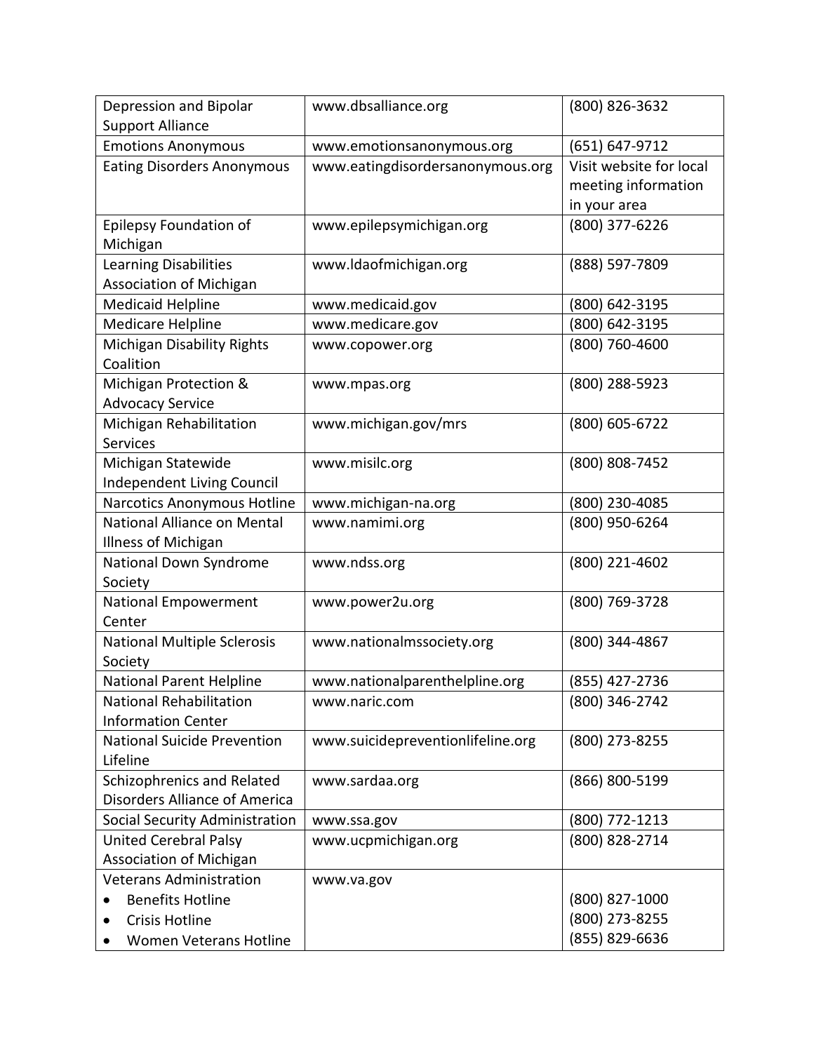| | | |
|---|---|---|
| Depression and Bipolar Support Alliance | www.dbsalliance.org | (800) 826-3632 |
| Emotions Anonymous | www.emotionsanonymous.org | (651) 647-9712 |
| Eating Disorders Anonymous | www.eatingdisordersanonymous.org | Visit website for local meeting information in your area |
| Epilepsy Foundation of Michigan | www.epilepsymichigan.org | (800) 377-6226 |
| Learning Disabilities Association of Michigan | www.ldaofmichigan.org | (888) 597-7809 |
| Medicaid Helpline | www.medicaid.gov | (800) 642-3195 |
| Medicare Helpline | www.medicare.gov | (800) 642-3195 |
| Michigan Disability Rights Coalition | www.copower.org | (800) 760-4600 |
| Michigan Protection & Advocacy Service | www.mpas.org | (800) 288-5923 |
| Michigan Rehabilitation Services | www.michigan.gov/mrs | (800) 605-6722 |
| Michigan Statewide Independent Living Council | www.misilc.org | (800) 808-7452 |
| Narcotics Anonymous Hotline | www.michigan-na.org | (800) 230-4085 |
| National Alliance on Mental Illness of Michigan | www.namimi.org | (800) 950-6264 |
| National Down Syndrome Society | www.ndss.org | (800) 221-4602 |
| National Empowerment Center | www.power2u.org | (800) 769-3728 |
| National Multiple Sclerosis Society | www.nationalmssociety.org | (800) 344-4867 |
| National Parent Helpline | www.nationalparenthelpline.org | (855) 427-2736 |
| National Rehabilitation Information Center | www.naric.com | (800) 346-2742 |
| National Suicide Prevention Lifeline | www.suicidepreventionlifeline.org | (800) 273-8255 |
| Schizophrenics and Related Disorders Alliance of America | www.sardaa.org | (866) 800-5199 |
| Social Security Administration | www.ssa.gov | (800) 772-1213 |
| United Cerebral Palsy Association of Michigan | www.ucpmichigan.org | (800) 828-2714 |
| Veterans Administration<br>• Benefits Hotline<br>• Crisis Hotline<br>• Women Veterans Hotline | www.va.gov | <br>(800) 827-1000<br>(800) 273-8255<br>(855) 829-6636 |